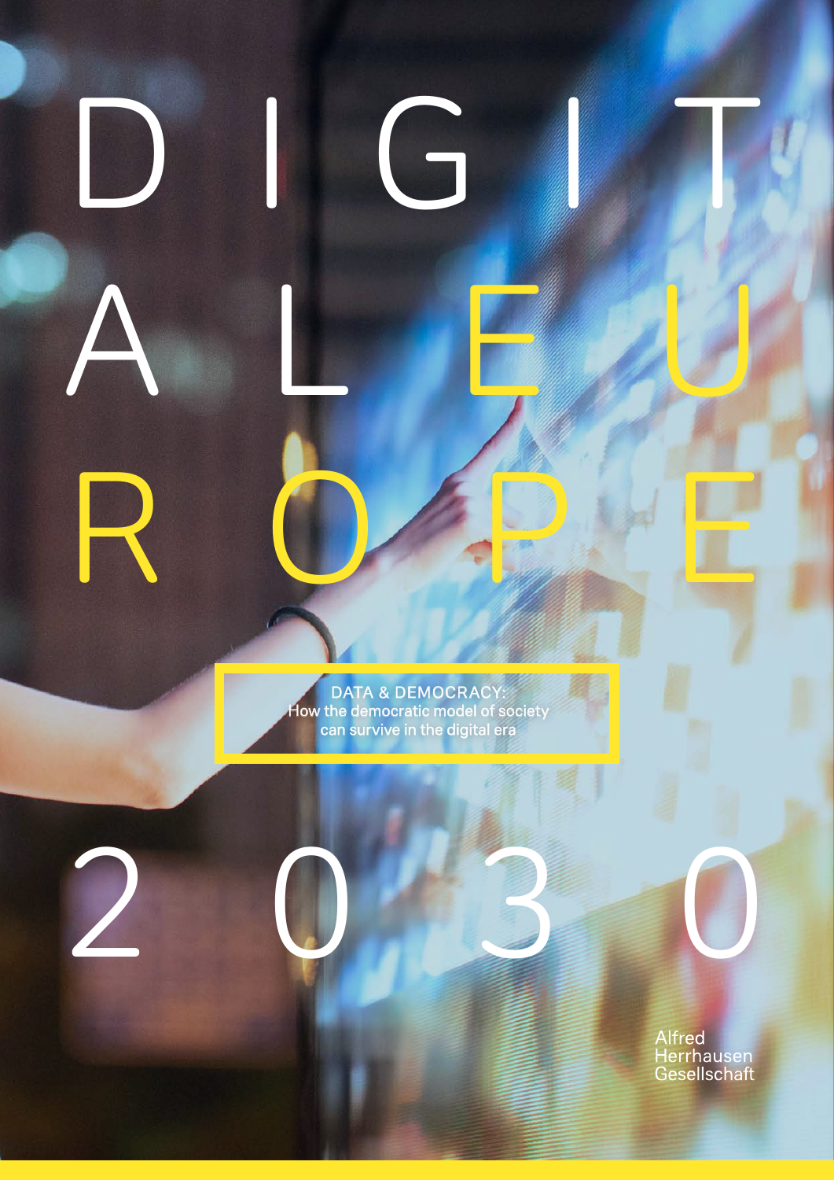# DIGITAL EUROPE 2030

DATA & DEMOCRACY:
How the democratic model of society can survive in the digital era

Alfred
Herrhausen
Gesellschaft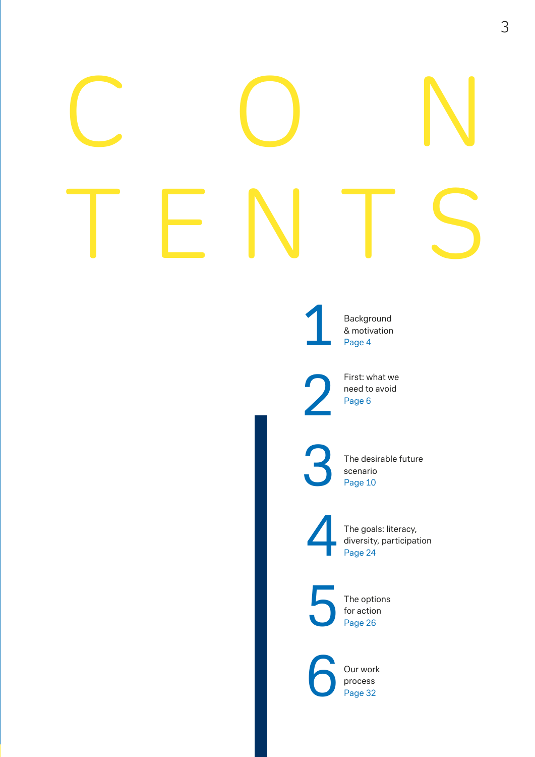# CONTENTS

1. Background & motivation
   Page 4

2. First: what we need to avoid
   Page 6

3. The desirable future scenario
   Page 10

4. The goals: literacy, diversity, participation
   Page 24

5. The options for action
   Page 26

6. Our work process
   Page 32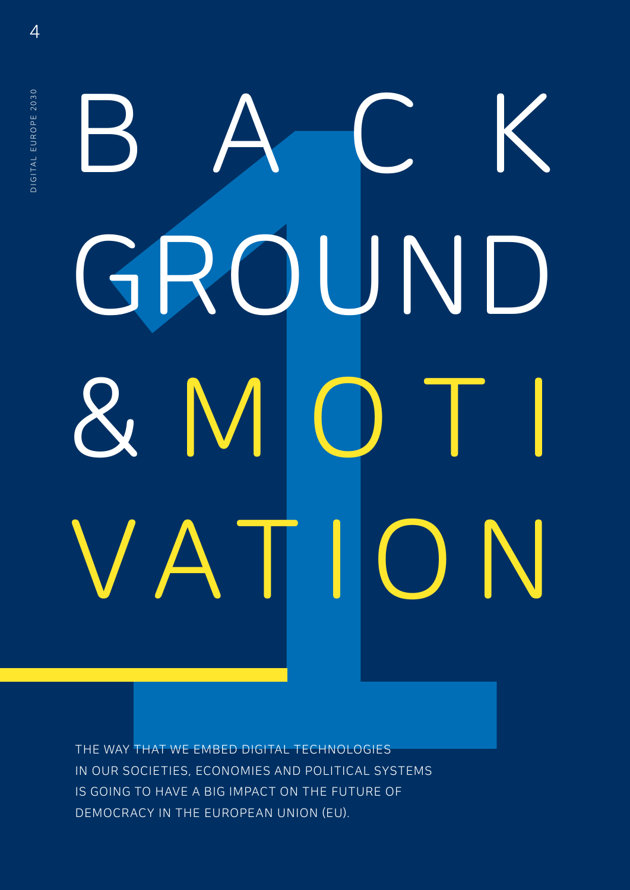# BACKGROUND & MOTIVATION

THE WAY THAT WE EMBED DIGITAL TECHNOLOGIES IN OUR SOCIETIES, ECONOMIES AND POLITICAL SYSTEMS IS GOING TO HAVE A BIG IMPACT ON THE FUTURE OF DEMOCRACY IN THE EUROPEAN UNION (EU).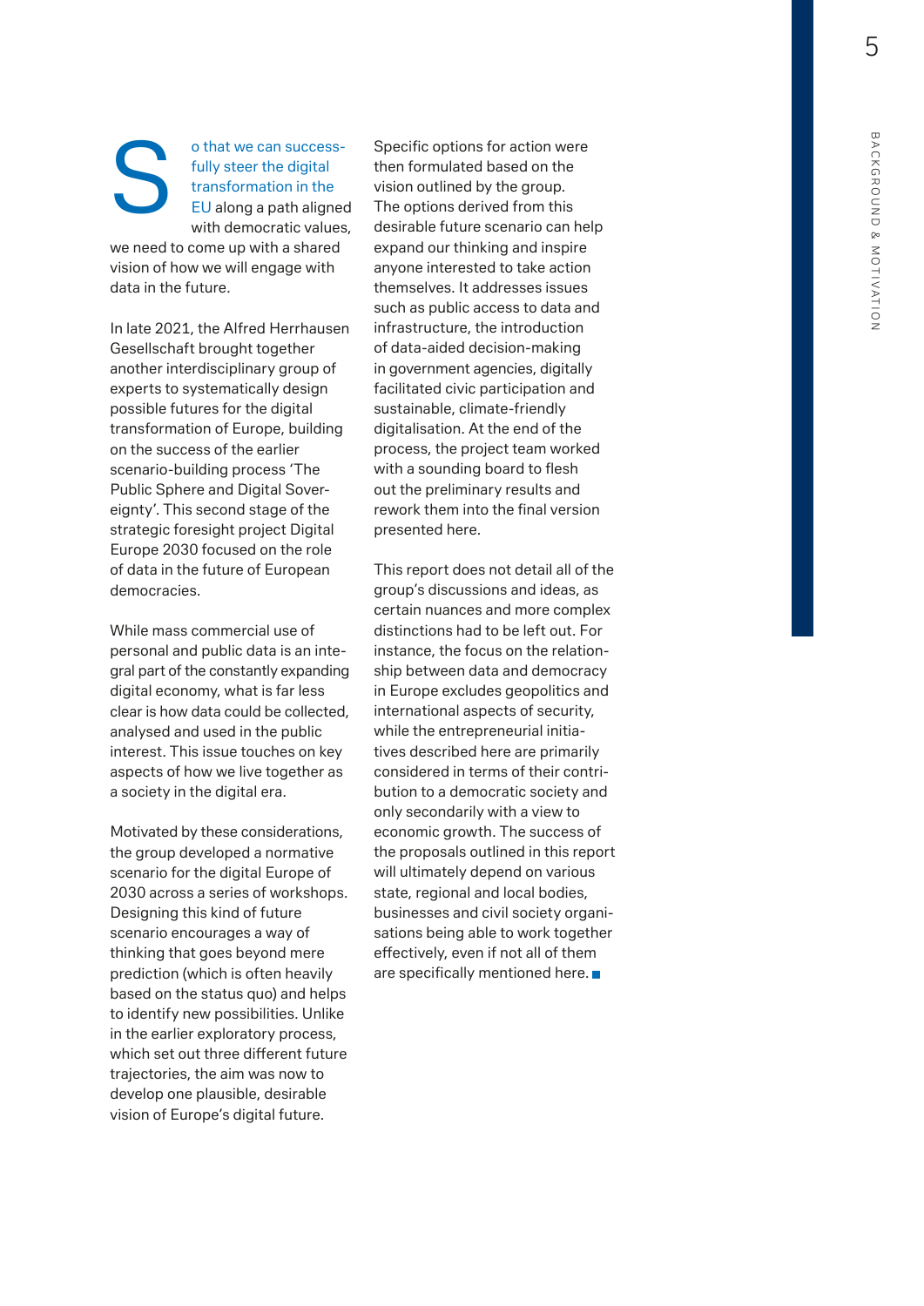So that we can successfully steer the digital transformation in the EU along a path aligned with democratic values, we need to come up with a shared vision of how we will engage with data in the future.

In late 2021, the Alfred Herrhausen Gesellschaft brought together another interdisciplinary group of experts to systematically design possible futures for the digital transformation of Europe, building on the success of the earlier scenario-building process 'The Public Sphere and Digital Sovereignty'. This second stage of the strategic foresight project Digital Europe 2030 focused on the role of data in the future of European democracies.

While mass commercial use of personal and public data is an integral part of the constantly expanding digital economy, what is far less clear is how data could be collected, analysed and used in the public interest. This issue touches on key aspects of how we live together as a society in the digital era.

Motivated by these considerations, the group developed a normative scenario for the digital Europe of 2030 across a series of workshops. Designing this kind of future scenario encourages a way of thinking that goes beyond mere prediction (which is often heavily based on the status quo) and helps to identify new possibilities. Unlike in the earlier exploratory process, which set out three different future trajectories, the aim was now to develop one plausible, desirable vision of Europe's digital future.

Specific options for action were then formulated based on the vision outlined by the group. The options derived from this desirable future scenario can help expand our thinking and inspire anyone interested to take action themselves. It addresses issues such as public access to data and infrastructure, the introduction of data-aided decision-making in government agencies, digitally facilitated civic participation and sustainable, climate-friendly digitalisation. At the end of the process, the project team worked with a sounding board to flesh out the preliminary results and rework them into the final version presented here.

This report does not detail all of the group's discussions and ideas, as certain nuances and more complex distinctions had to be left out. For instance, the focus on the relationship between data and democracy in Europe excludes geopolitics and international aspects of security, while the entrepreneurial initiatives described here are primarily considered in terms of their contribution to a democratic society and only secondarily with a view to economic growth. The success of the proposals outlined in this report will ultimately depend on various state, regional and local bodies, businesses and civil society organisations being able to work together effectively, even if not all of them are specifically mentioned here. ■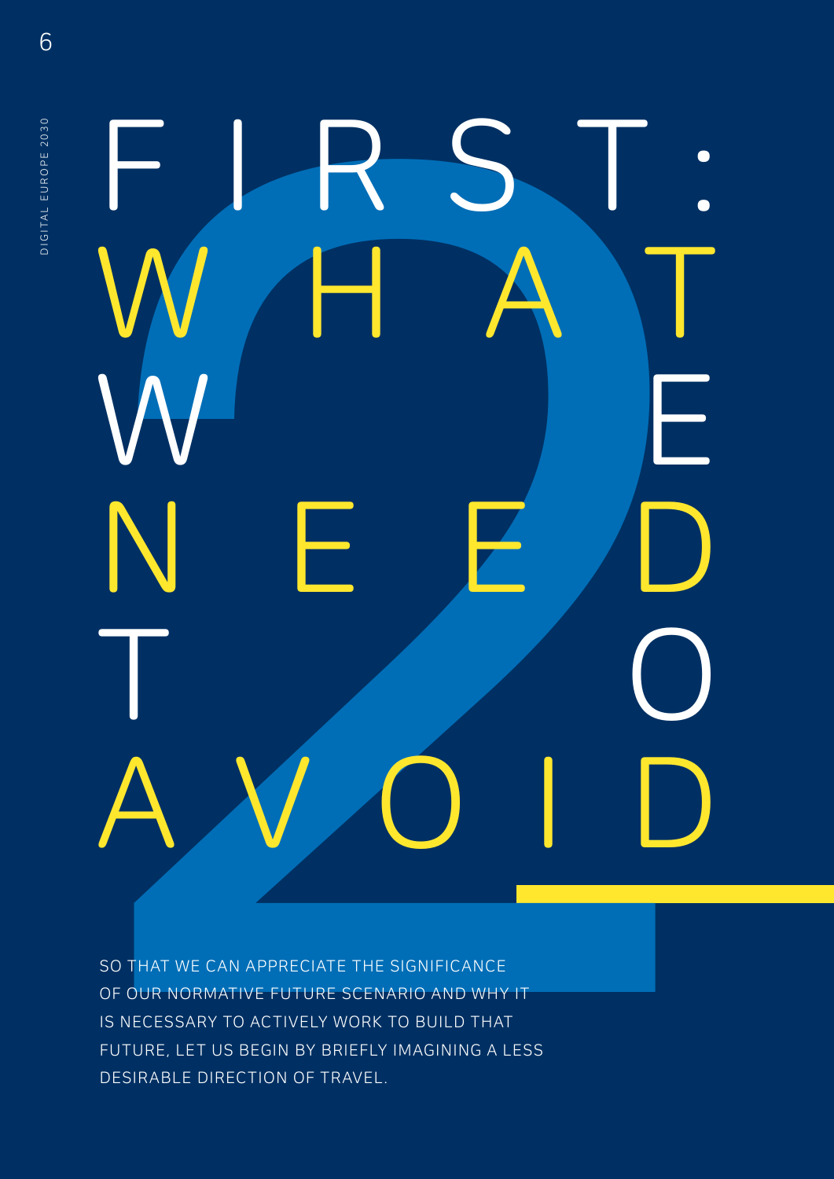# FIRST: WHAT WE NEED TO AVOID

SO THAT WE CAN APPRECIATE THE SIGNIFICANCE OF OUR NORMATIVE FUTURE SCENARIO AND WHY IT IS NECESSARY TO ACTIVELY WORK TO BUILD THAT FUTURE, LET US BEGIN BY BRIEFLY IMAGINING A LESS DESIRABLE DIRECTION OF TRAVEL.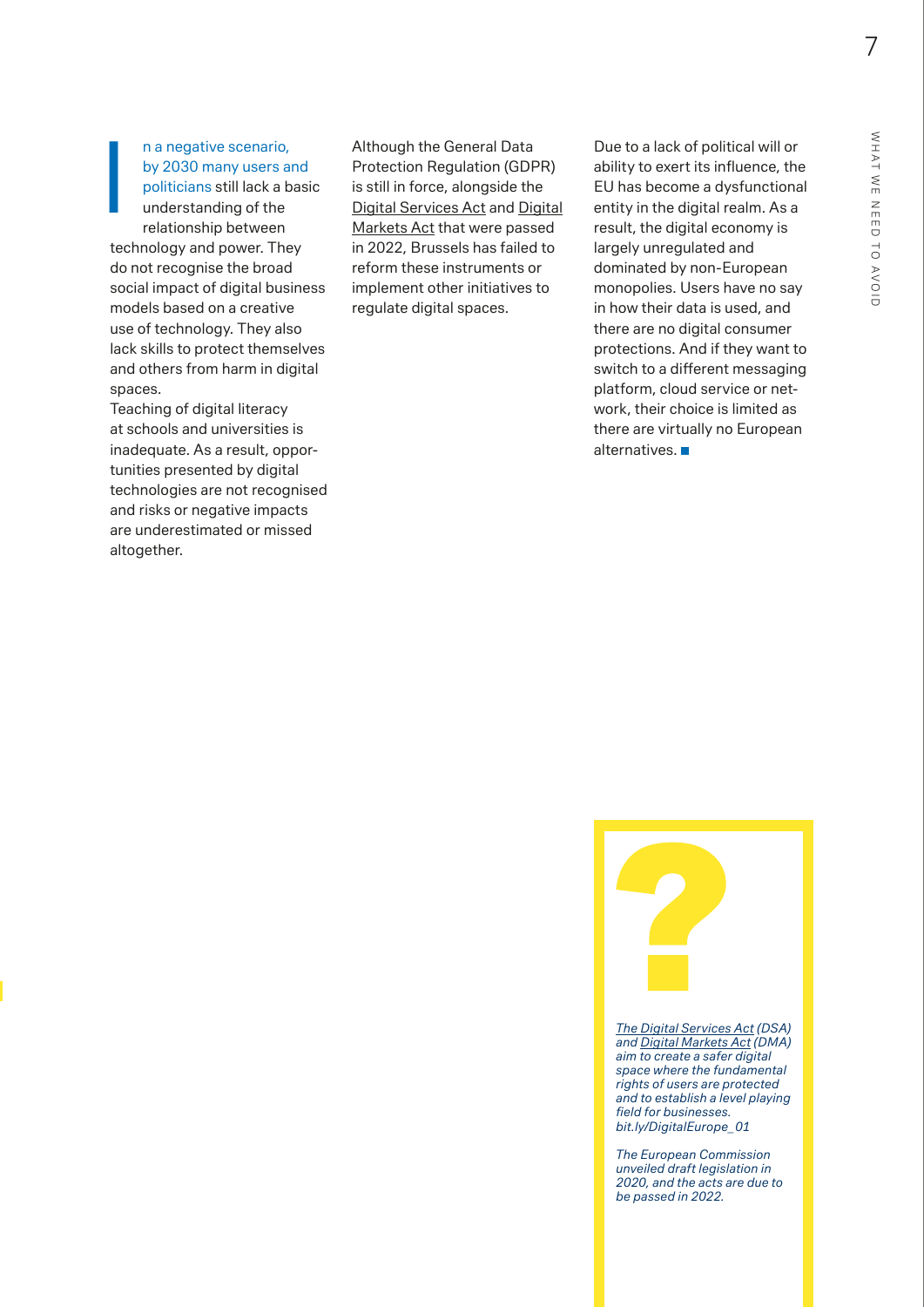In a negative scenario, by 2030 many users and politicians still lack a basic understanding of the relationship between technology and power. They do not recognise the broad social impact of digital business models based on a creative use of technology. They also lack skills to protect themselves and others from harm in digital spaces.

Teaching of digital literacy at schools and universities is inadequate. As a result, opportunities presented by digital technologies are not recognised and risks or negative impacts are underestimated or missed altogether.

Although the General Data Protection Regulation (GDPR) is still in force, alongside the Digital Services Act and Digital Markets Act that were passed in 2022, Brussels has failed to reform these instruments or implement other initiatives to regulate digital spaces.

Due to a lack of political will or ability to exert its influence, the EU has become a dysfunctional entity in the digital realm. As a result, the digital economy is largely unregulated and dominated by non-European monopolies. Users have no say in how their data is used, and there are no digital consumer protections. And if they want to switch to a different messaging platform, cloud service or network, their choice is limited as there are virtually no European alternatives.

?

*The Digital Services Act (DSA) and Digital Markets Act (DMA) aim to create a safer digital space where the fundamental rights of users are protected and to establish a level playing field for businesses. bit.ly/DigitalEurope_01*

*The European Commission unveiled draft legislation in 2020, and the acts are due to be passed in 2022.*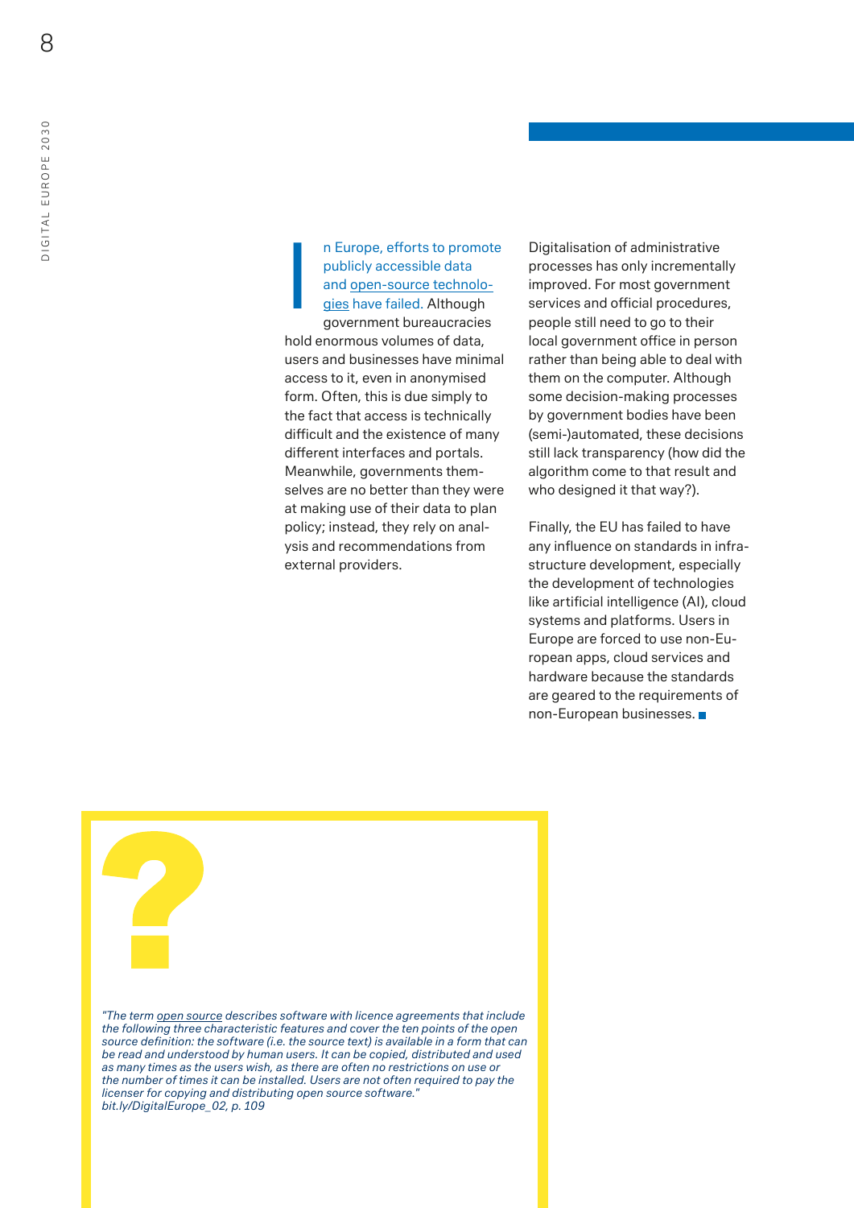In Europe, efforts to promote publicly accessible data and open-source technologies have failed. Although government bureaucracies hold enormous volumes of data, users and businesses have minimal access to it, even in anonymised form. Often, this is due simply to the fact that access is technically difficult and the existence of many different interfaces and portals. Meanwhile, governments themselves are no better than they were at making use of their data to plan policy; instead, they rely on analysis and recommendations from external providers.

Digitalisation of administrative processes has only incrementally improved. For most government services and official procedures, people still need to go to their local government office in person rather than being able to deal with them on the computer. Although some decision-making processes by government bodies have been (semi-)automated, these decisions still lack transparency (how did the algorithm come to that result and who designed it that way?).

Finally, the EU has failed to have any influence on standards in infrastructure development, especially the development of technologies like artificial intelligence (AI), cloud systems and platforms. Users in Europe are forced to use non-European apps, cloud services and hardware because the standards are geared to the requirements of non-European businesses. ■

*"The term open source describes software with licence agreements that include the following three characteristic features and cover the ten points of the open source definition: the software (i.e. the source text) is available in a form that can be read and understood by human users. It can be copied, distributed and used as many times as the users wish, as there are often no restrictions on use or the number of times it can be installed. Users are not often required to pay the licenser for copying and distributing open source software."*
*bit.ly/DigitalEurope_02, p. 109*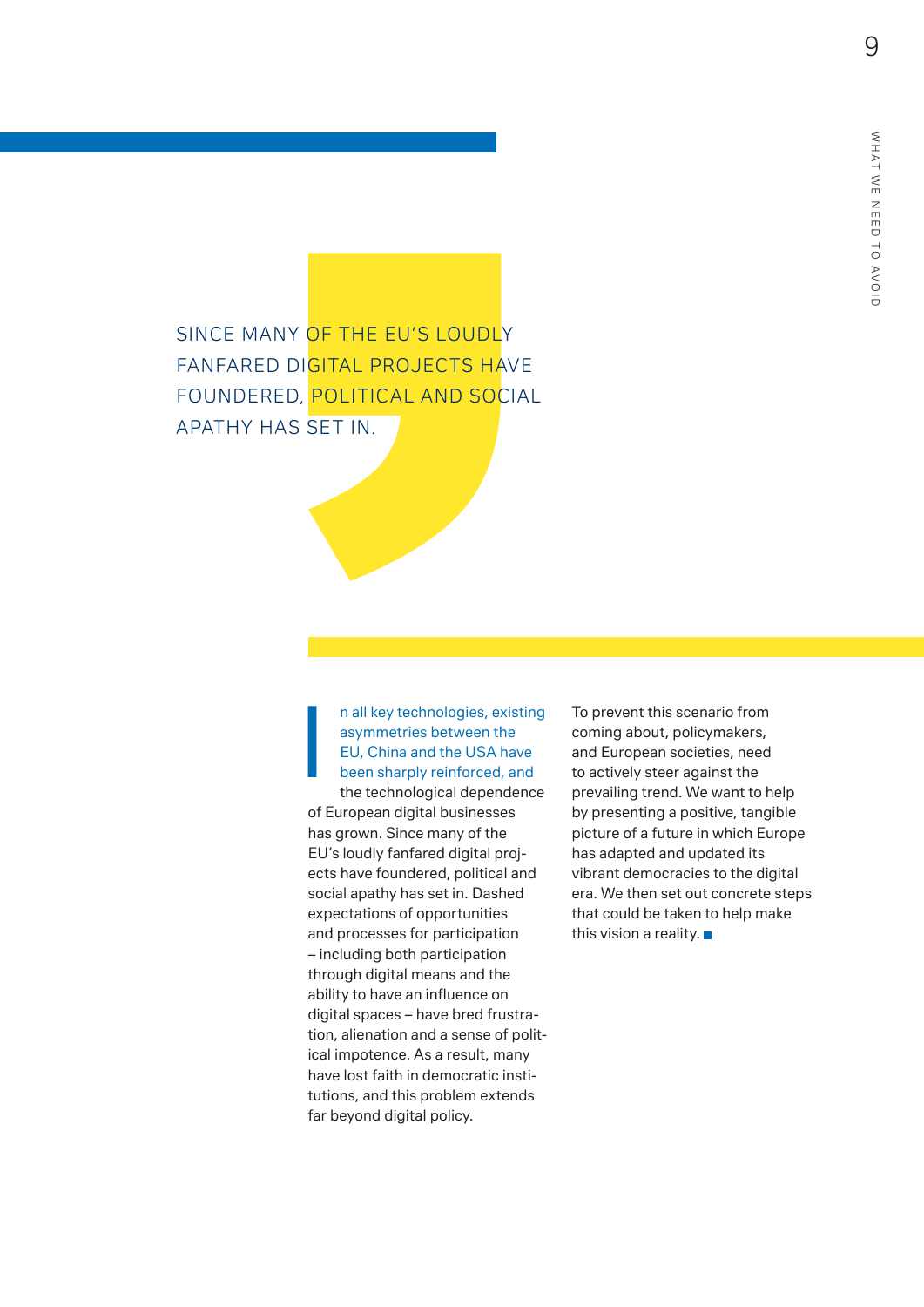SINCE MANY OF THE EU'S LOUDLY FANFARED DIGITAL PROJECTS HAVE FOUNDERED, POLITICAL AND SOCIAL APATHY HAS SET IN.

In all key technologies, existing asymmetries between the EU, China and the USA have been sharply reinforced, and the technological dependence of European digital businesses has grown. Since many of the EU's loudly fanfared digital projects have foundered, political and social apathy has set in. Dashed expectations of opportunities and processes for participation – including both participation through digital means and the ability to have an influence on digital spaces – have bred frustration, alienation and a sense of political impotence. As a result, many have lost faith in democratic institutions, and this problem extends far beyond digital policy.

To prevent this scenario from coming about, policymakers, and European societies, need to actively steer against the prevailing trend. We want to help by presenting a positive, tangible picture of a future in which Europe has adapted and updated its vibrant democracies to the digital era. We then set out concrete steps that could be taken to help make this vision a reality. ■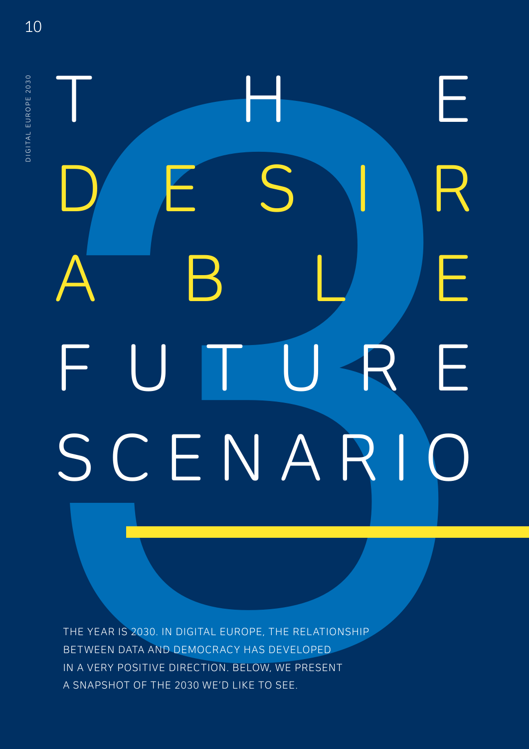# THE DESIRABLE FUTURE SCENARIO

THE YEAR IS 2030. IN DIGITAL EUROPE, THE RELATIONSHIP BETWEEN DATA AND DEMOCRACY HAS DEVELOPED IN A VERY POSITIVE DIRECTION. BELOW, WE PRESENT A SNAPSHOT OF THE 2030 WE'D LIKE TO SEE.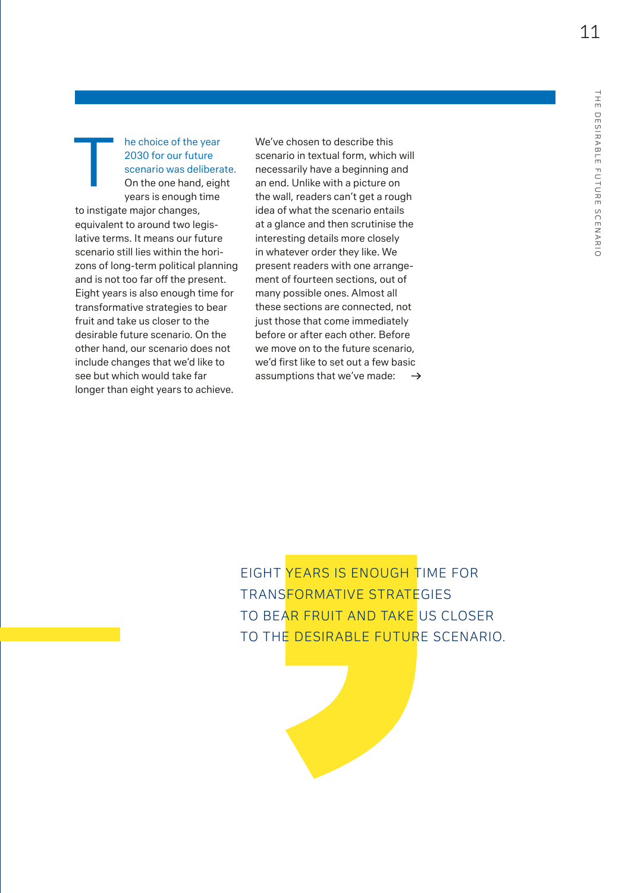The choice of the year 2030 for our future scenario was deliberate. On the one hand, eight years is enough time to instigate major changes, equivalent to around two legislative terms. It means our future scenario still lies within the horizons of long-term political planning and is not too far off the present. Eight years is also enough time for transformative strategies to bear fruit and take us closer to the desirable future scenario. On the other hand, our scenario does not include changes that we'd like to see but which would take far longer than eight years to achieve.

We've chosen to describe this scenario in textual form, which will necessarily have a beginning and an end. Unlike with a picture on the wall, readers can't get a rough idea of what the scenario entails at a glance and then scrutinise the interesting details more closely in whatever order they like. We present readers with one arrangement of fourteen sections, out of many possible ones. Almost all these sections are connected, not just those that come immediately before or after each other. Before we move on to the future scenario, we'd first like to set out a few basic assumptions that we've made: →

> EIGHT YEARS IS ENOUGH TIME FOR TRANSFORMATIVE STRATEGIES TO BEAR FRUIT AND TAKE US CLOSER TO THE DESIRABLE FUTURE SCENARIO.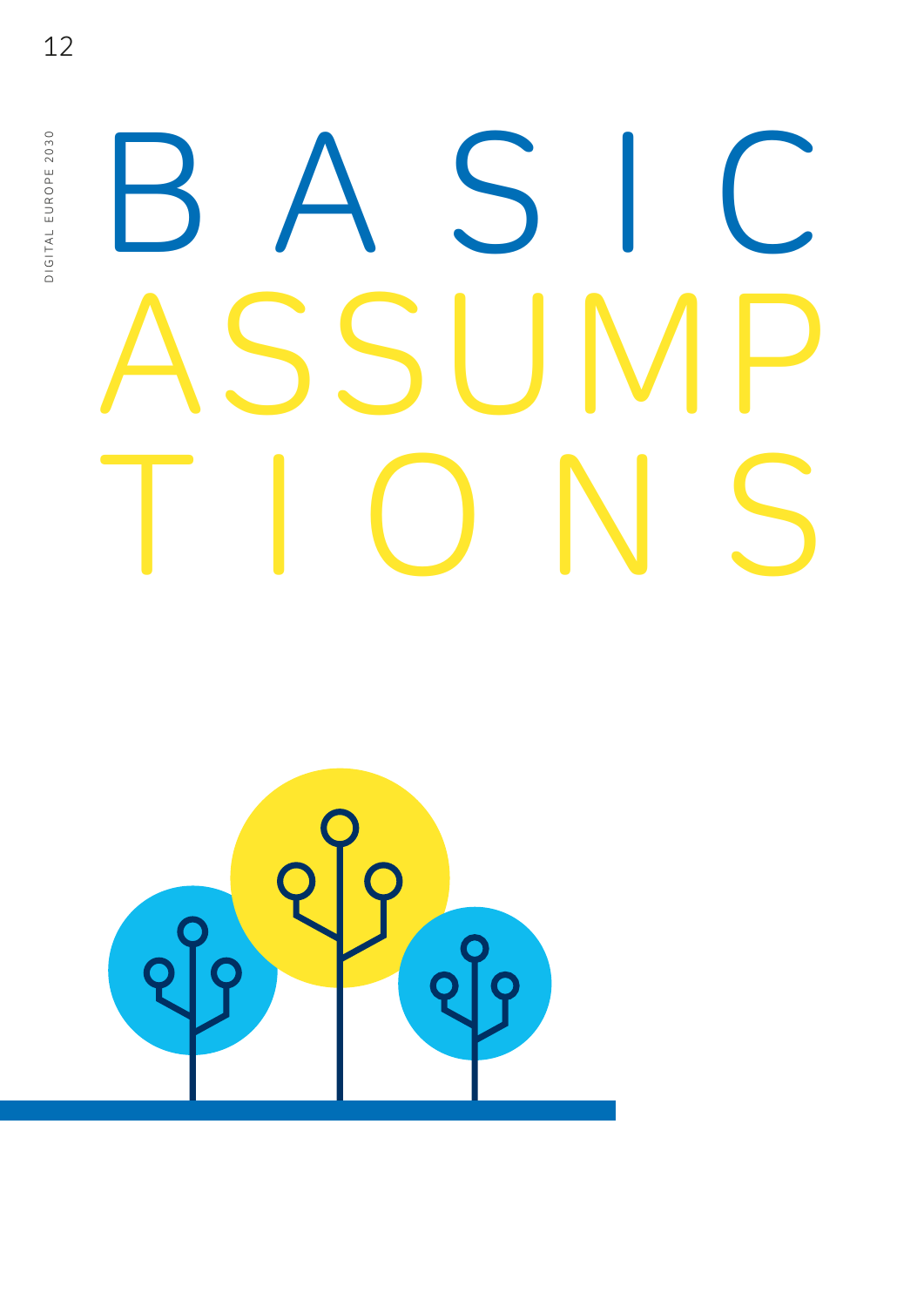# BASIC ASSUMPTIONS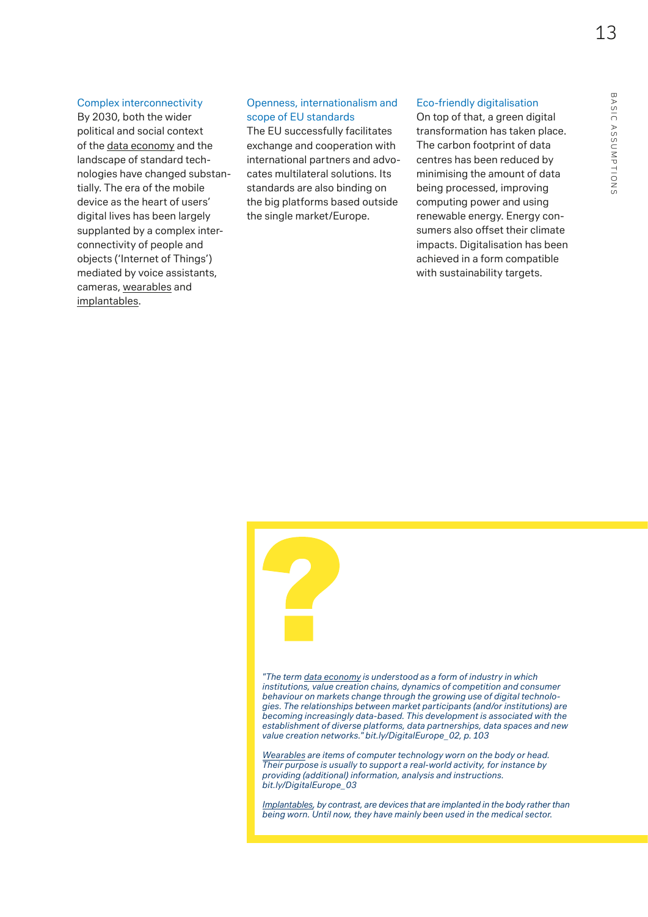### Complex interconnectivity

By 2030, both the wider political and social context of the data economy and the landscape of standard technologies have changed substantially. The era of the mobile device as the heart of users' digital lives has been largely supplanted by a complex interconnectivity of people and objects ('Internet of Things') mediated by voice assistants, cameras, wearables and implantables.

### Openness, internationalism and scope of EU standards

The EU successfully facilitates exchange and cooperation with international partners and advocates multilateral solutions. Its standards are also binding on the big platforms based outside the single market/Europe.

### Eco-friendly digitalisation

On top of that, a green digital transformation has taken place. The carbon footprint of data centres has been reduced by minimising the amount of data being processed, improving computing power and using renewable energy. Energy consumers also offset their climate impacts. Digitalisation has been achieved in a form compatible with sustainability targets.

---

*"The term data economy is understood as a form of industry in which institutions, value creation chains, dynamics of competition and consumer behaviour on markets change through the growing use of digital technologies. The relationships between market participants (and/or institutions) are becoming increasingly data-based. This development is associated with the establishment of diverse platforms, data partnerships, data spaces and new value creation networks." bit.ly/DigitalEurope_02, p. 103*

*Wearables are items of computer technology worn on the body or head. Their purpose is usually to support a real-world activity, for instance by providing (additional) information, analysis and instructions. bit.ly/DigitalEurope_03*

*Implantables, by contrast, are devices that are implanted in the body rather than being worn. Until now, they have mainly been used in the medical sector.*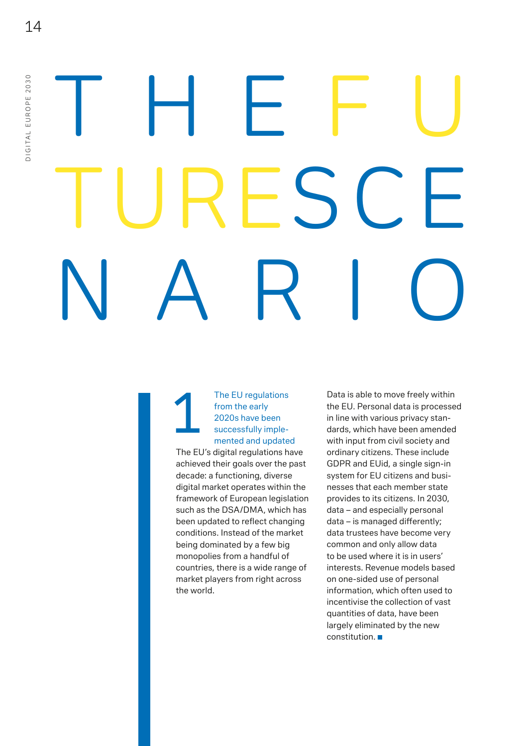# THE FUTURE SCENARIO

## 1 The EU regulations from the early 2020s have been successfully implemented and updated

The EU's digital regulations have achieved their goals over the past decade: a functioning, diverse digital market operates within the framework of European legislation such as the DSA/DMA, which has been updated to reflect changing conditions. Instead of the market being dominated by a few big monopolies from a handful of countries, there is a wide range of market players from right across the world.

Data is able to move freely within the EU. Personal data is processed in line with various privacy standards, which have been amended with input from civil society and ordinary citizens. These include GDPR and EUid, a single sign-in system for EU citizens and businesses that each member state provides to its citizens. In 2030, data – and especially personal data – is managed differently; data trustees have become very common and only allow data to be used where it is in users' interests. Revenue models based on one-sided use of personal information, which often used to incentivise the collection of vast quantities of data, have been largely eliminated by the new constitution.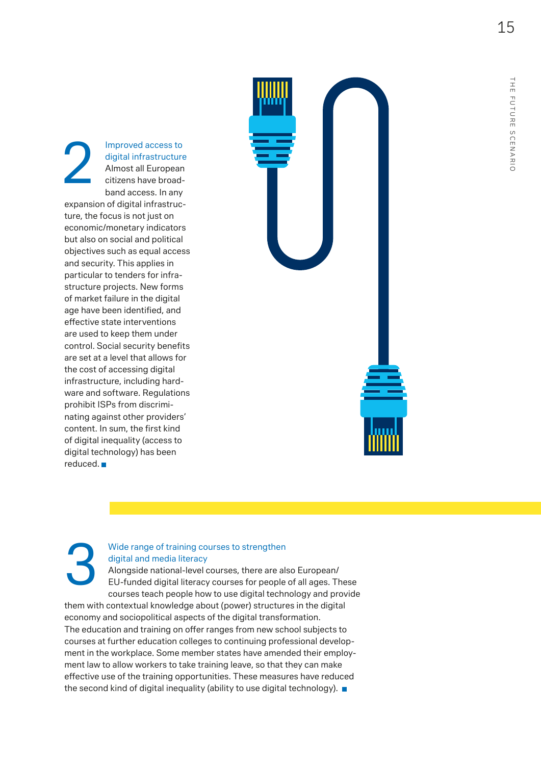## 2 Improved access to digital infrastructure

Almost all European citizens have broadband access. In any expansion of digital infrastructure, the focus is not just on economic/monetary indicators but also on social and political objectives such as equal access and security. This applies in particular to tenders for infrastructure projects. New forms of market failure in the digital age have been identified, and effective state interventions are used to keep them under control. Social security benefits are set at a level that allows for the cost of accessing digital infrastructure, including hardware and software. Regulations prohibit ISPs from discriminating against other providers' content. In sum, the first kind of digital inequality (access to digital technology) has been reduced. ■

## 3 Wide range of training courses to strengthen digital and media literacy

Alongside national-level courses, there are also European/EU-funded digital literacy courses for people of all ages. These courses teach people how to use digital technology and provide them with contextual knowledge about (power) structures in the digital economy and sociopolitical aspects of the digital transformation. The education and training on offer ranges from new school subjects to courses at further education colleges to continuing professional development in the workplace. Some member states have amended their employment law to allow workers to take training leave, so that they can make effective use of the training opportunities. These measures have reduced the second kind of digital inequality (ability to use digital technology). ■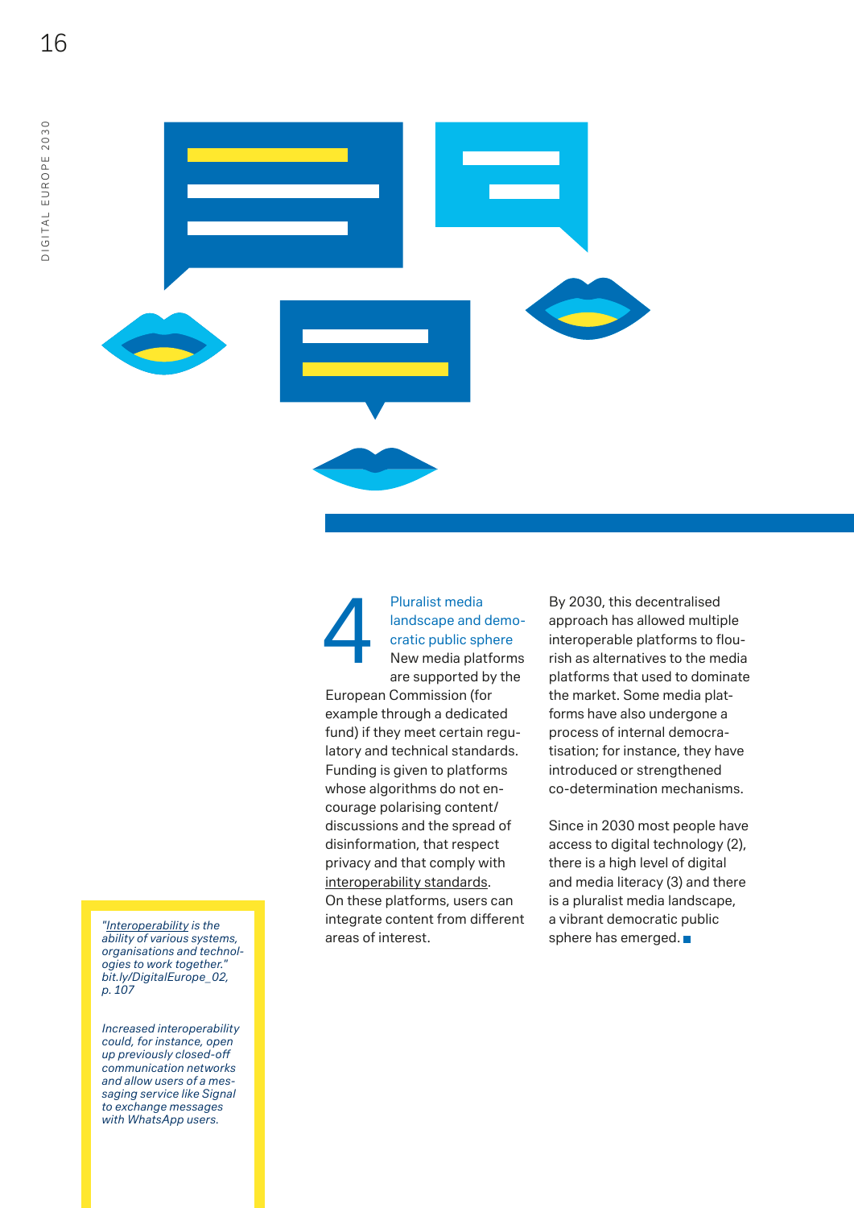## 4 Pluralist media landscape and democratic public sphere

New media platforms are supported by the European Commission (for example through a dedicated fund) if they meet certain regulatory and technical standards. Funding is given to platforms whose algorithms do not encourage polarising content/discussions and the spread of disinformation, that respect privacy and that comply with interoperability standards. On these platforms, users can integrate content from different areas of interest.

By 2030, this decentralised approach has allowed multiple interoperable platforms to flourish as alternatives to the media platforms that used to dominate the market. Some media platforms have also undergone a process of internal democratisation; for instance, they have introduced or strengthened co-determination mechanisms.

Since in 2030 most people have access to digital technology (2), there is a high level of digital and media literacy (3) and there is a pluralist media landscape, a vibrant democratic public sphere has emerged. ■

*"Interoperability is the ability of various systems, organisations and technologies to work together." bit.ly/DigitalEurope_02, p. 107*

*Increased interoperability could, for instance, open up previously closed-off communication networks and allow users of a messaging service like Signal to exchange messages with WhatsApp users.*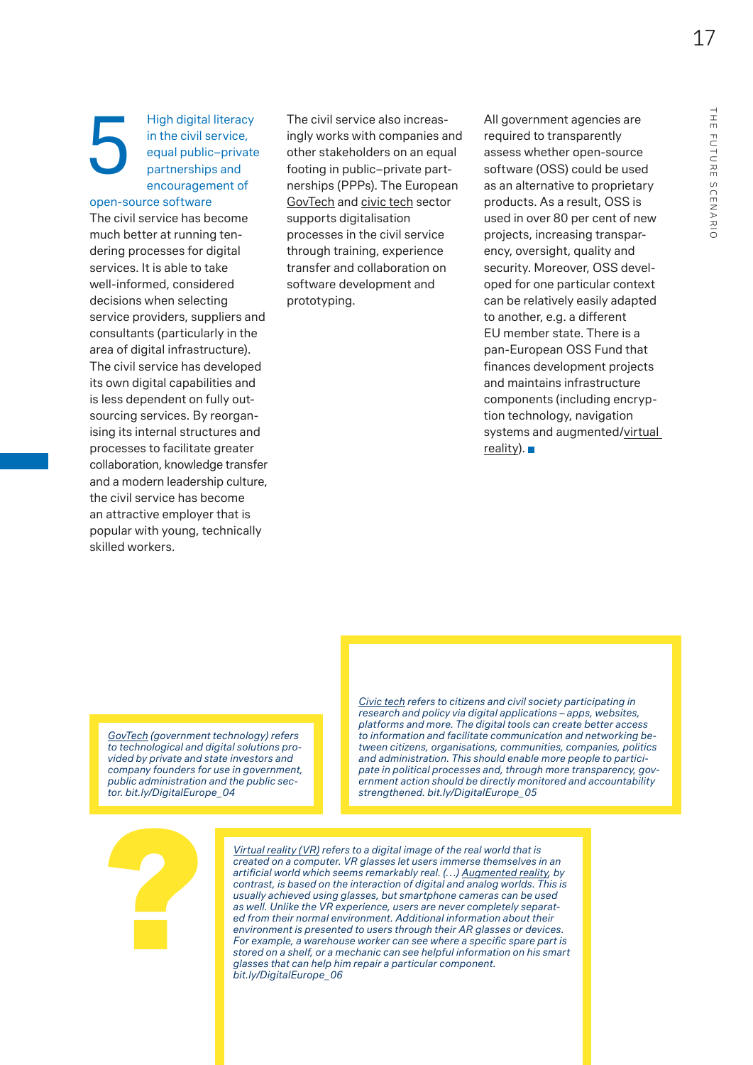## 5 High digital literacy in the civil service, equal public–private partnerships and encouragement of open-source software

The civil service has become much better at running tendering processes for digital services. It is able to take well-informed, considered decisions when selecting service providers, suppliers and consultants (particularly in the area of digital infrastructure). The civil service has developed its own digital capabilities and is less dependent on fully outsourcing services. By reorganising its internal structures and processes to facilitate greater collaboration, knowledge transfer and a modern leadership culture, the civil service has become an attractive employer that is popular with young, technically skilled workers.

The civil service also increasingly works with companies and other stakeholders on an equal footing in public–private partnerships (PPPs). The European GovTech and civic tech sector supports digitalisation processes in the civil service through training, experience transfer and collaboration on software development and prototyping.

All government agencies are required to transparently assess whether open-source software (OSS) could be used as an alternative to proprietary products. As a result, OSS is used in over 80 per cent of new projects, increasing transparency, oversight, quality and security. Moreover, OSS developed for one particular context can be relatively easily adapted to another, e.g. a different EU member state. There is a pan-European OSS Fund that finances development projects and maintains infrastructure components (including encryption technology, navigation systems and augmented/virtual reality). ■

*GovTech (government technology) refers to technological and digital solutions provided by private and state investors and company founders for use in government, public administration and the public sector. bit.ly/DigitalEurope_04*

*Civic tech refers to citizens and civil society participating in research and policy via digital applications – apps, websites, platforms and more. The digital tools can create better access to information and facilitate communication and networking between citizens, organisations, communities, companies, politics and administration. This should enable more people to participate in political processes and, through more transparency, government action should be directly monitored and accountability strengthened. bit.ly/DigitalEurope_05*

*Virtual reality (VR) refers to a digital image of the real world that is created on a computer. VR glasses let users immerse themselves in an artificial world which seems remarkably real. (…) Augmented reality, by contrast, is based on the interaction of digital and analog worlds. This is usually achieved using glasses, but smartphone cameras can be used as well. Unlike the VR experience, users are never completely separated from their normal environment. Additional information about their environment is presented to users through their AR glasses or devices. For example, a warehouse worker can see where a specific spare part is stored on a shelf, or a mechanic can see helpful information on his smart glasses that can help him repair a particular component. bit.ly/DigitalEurope_06*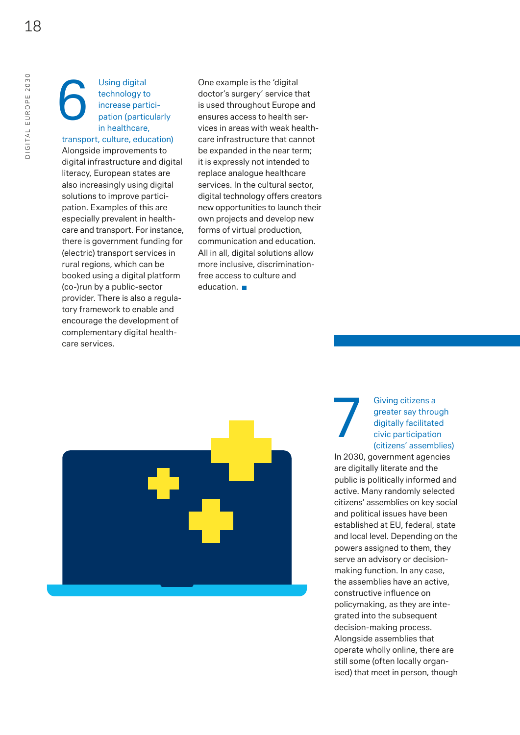## 6 Using digital technology to increase participation (particularly in healthcare, transport, culture, education)

Alongside improvements to digital infrastructure and digital literacy, European states are also increasingly using digital solutions to improve participation. Examples of this are especially prevalent in healthcare and transport. For instance, there is government funding for (electric) transport services in rural regions, which can be booked using a digital platform (co-)run by a public-sector provider. There is also a regulatory framework to enable and encourage the development of complementary digital healthcare services.

One example is the 'digital doctor's surgery' service that is used throughout Europe and ensures access to health services in areas with weak healthcare infrastructure that cannot be expanded in the near term; it is expressly not intended to replace analogue healthcare services. In the cultural sector, digital technology offers creators new opportunities to launch their own projects and develop new forms of virtual production, communication and education. All in all, digital solutions allow more inclusive, discrimination-free access to culture and education. ■

## 7 Giving citizens a greater say through digitally facilitated civic participation (citizens' assemblies)

In 2030, government agencies are digitally literate and the public is politically informed and active. Many randomly selected citizens' assemblies on key social and political issues have been established at EU, federal, state and local level. Depending on the powers assigned to them, they serve an advisory or decision-making function. In any case, the assemblies have an active, constructive influence on policymaking, as they are integrated into the subsequent decision-making process. Alongside assemblies that operate wholly online, there are still some (often locally organised) that meet in person, though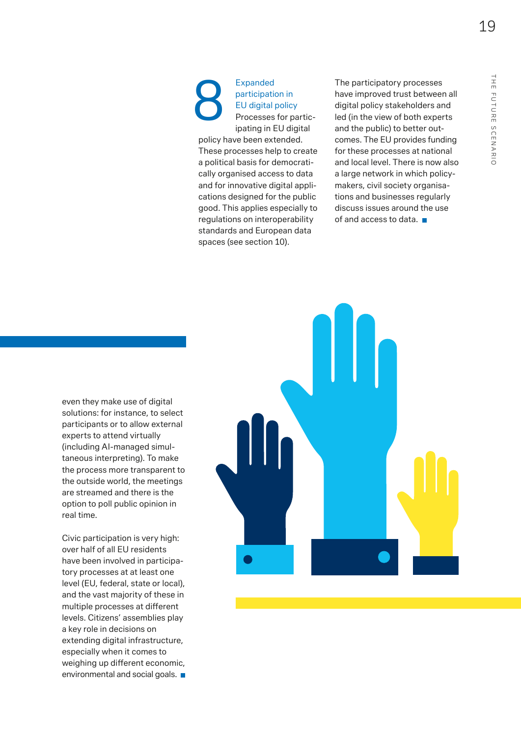even they make use of digital solutions: for instance, to select participants or to allow external experts to attend virtually (including AI-managed simultaneous interpreting). To make the process more transparent to the outside world, the meetings are streamed and there is the option to poll public opinion in real time.

Civic participation is very high: over half of all EU residents have been involved in participatory processes at least one level (EU, federal, state or local), and the vast majority of these in multiple processes at different levels. Citizens' assemblies play a key role in decisions on extending digital infrastructure, especially when it comes to weighing up different economic, environmental and social goals.

## 8 Expanded participation in EU digital policy

Processes for participating in EU digital policy have been extended. These processes help to create a political basis for democratically organised access to data and for innovative digital applications designed for the public good. This applies especially to regulations on interoperability standards and European data spaces (see section 10).

The participatory processes have improved trust between all digital policy stakeholders and led (in the view of both experts and the public) to better outcomes. The EU provides funding for these processes at national and local level. There is now also a large network in which policymakers, civil society organisations and businesses regularly discuss issues around the use of and access to data.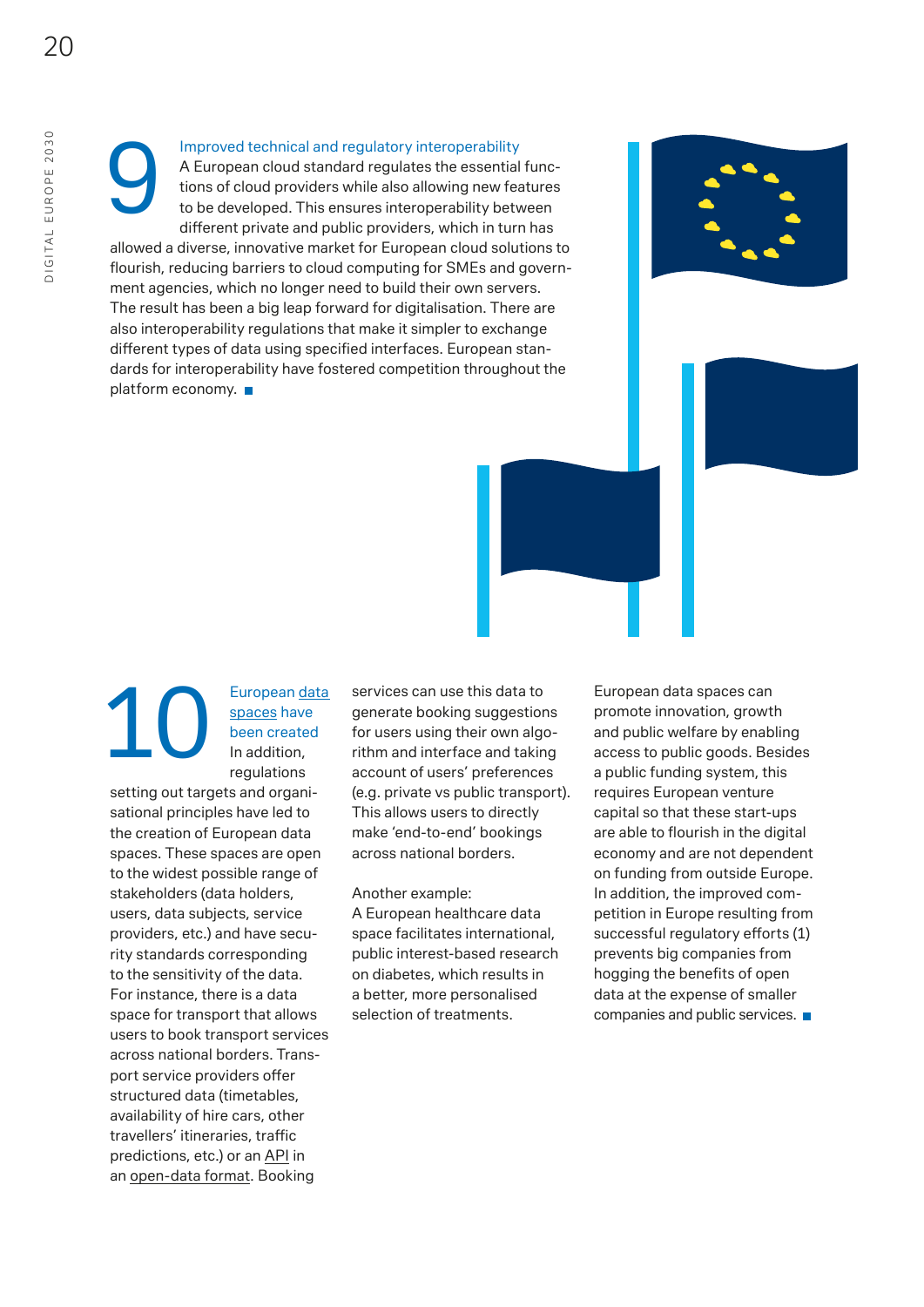## 9 Improved technical and regulatory interoperability

A European cloud standard regulates the essential functions of cloud providers while also allowing new features to be developed. This ensures interoperability between different private and public providers, which in turn has allowed a diverse, innovative market for European cloud solutions to flourish, reducing barriers to cloud computing for SMEs and government agencies, which no longer need to build their own servers. The result has been a big leap forward for digitalisation. There are also interoperability regulations that make it simpler to exchange different types of data using specified interfaces. European standards for interoperability have fostered competition throughout the platform economy.

## 10 European data spaces have been created

In addition, regulations setting out targets and organisational principles have led to the creation of European data spaces. These spaces are open to the widest possible range of stakeholders (data holders, users, data subjects, service providers, etc.) and have security standards corresponding to the sensitivity of the data. For instance, there is a data space for transport that allows users to book transport services across national borders. Transport service providers offer structured data (timetables, availability of hire cars, other travellers' itineraries, traffic predictions, etc.) or an API in an open-data format. Booking services can use this data to generate booking suggestions for users using their own algorithm and interface and taking account of users' preferences (e.g. private vs public transport). This allows users to directly make 'end-to-end' bookings across national borders.

Another example:
A European healthcare data space facilitates international, public interest-based research on diabetes, which results in a better, more personalised selection of treatments.

European data spaces can promote innovation, growth and public welfare by enabling access to public goods. Besides a public funding system, this requires European venture capital so that these start-ups are able to flourish in the digital economy and are not dependent on funding from outside Europe. In addition, the improved competition in Europe resulting from successful regulatory efforts (1) prevents big companies from hogging the benefits of open data at the expense of smaller companies and public services.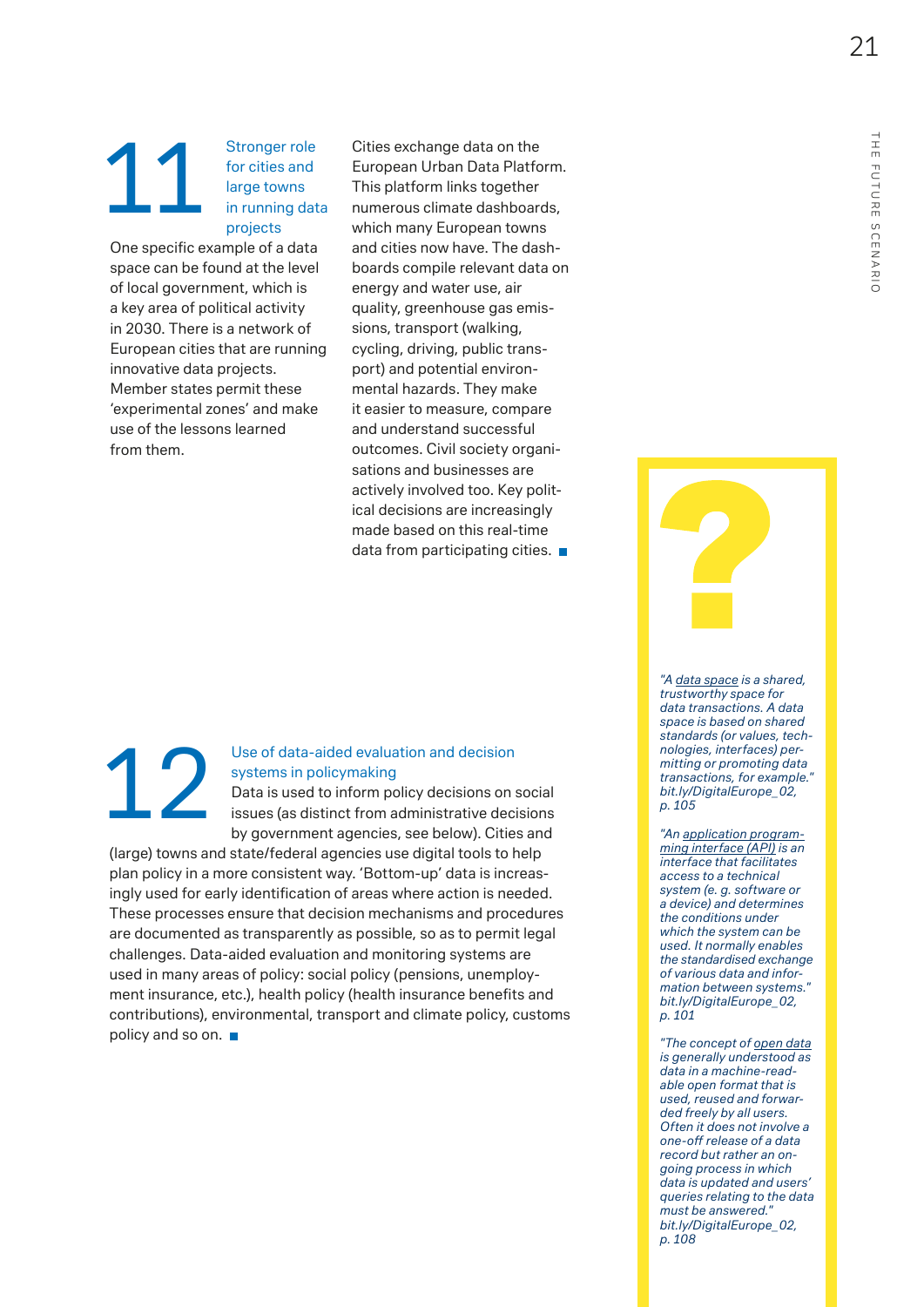## 11 Stronger role for cities and large towns in running data projects

One specific example of a data space can be found at the level of local government, which is a key area of political activity in 2030. There is a network of European cities that are running innovative data projects. Member states permit these 'experimental zones' and make use of the lessons learned from them.

Cities exchange data on the European Urban Data Platform. This platform links together numerous climate dashboards, which many European towns and cities now have. The dashboards compile relevant data on energy and water use, air quality, greenhouse gas emissions, transport (walking, cycling, driving, public transport) and potential environmental hazards. They make it easier to measure, compare and understand successful outcomes. Civil society organisations and businesses are actively involved too. Key political decisions are increasingly made based on this real-time data from participating cities. ■

## 12 Use of data-aided evaluation and decision systems in policymaking

Data is used to inform policy decisions on social issues (as distinct from administrative decisions by government agencies, see below). Cities and (large) towns and state/federal agencies use digital tools to help plan policy in a more consistent way. 'Bottom-up' data is increasingly used for early identification of areas where action is needed. These processes ensure that decision mechanisms and procedures are documented as transparently as possible, so as to permit legal challenges. Data-aided evaluation and monitoring systems are used in many areas of policy: social policy (pensions, unemployment insurance, etc.), health policy (health insurance benefits and contributions), environmental, transport and climate policy, customs policy and so on. ■

?

*"A data space is a shared, trustworthy space for data transactions. A data space is based on shared standards (or values, technologies, interfaces) permitting or promoting data transactions, for example." bit.ly/DigitalEurope_02, p. 105*

*"An application programming interface (API) is an interface that facilitates access to a technical system (e. g. software or a device) and determines the conditions under which the system can be used. It normally enables the standardised exchange of various data and information between systems." bit.ly/DigitalEurope_02, p. 101*

*"The concept of open data is generally understood as data in a machine-readable open format that is used, reused and forwarded freely by all users. Often it does not involve a one-off release of a data record but rather an ongoing process in which data is updated and users' queries relating to the data must be answered." bit.ly/DigitalEurope_02, p. 108*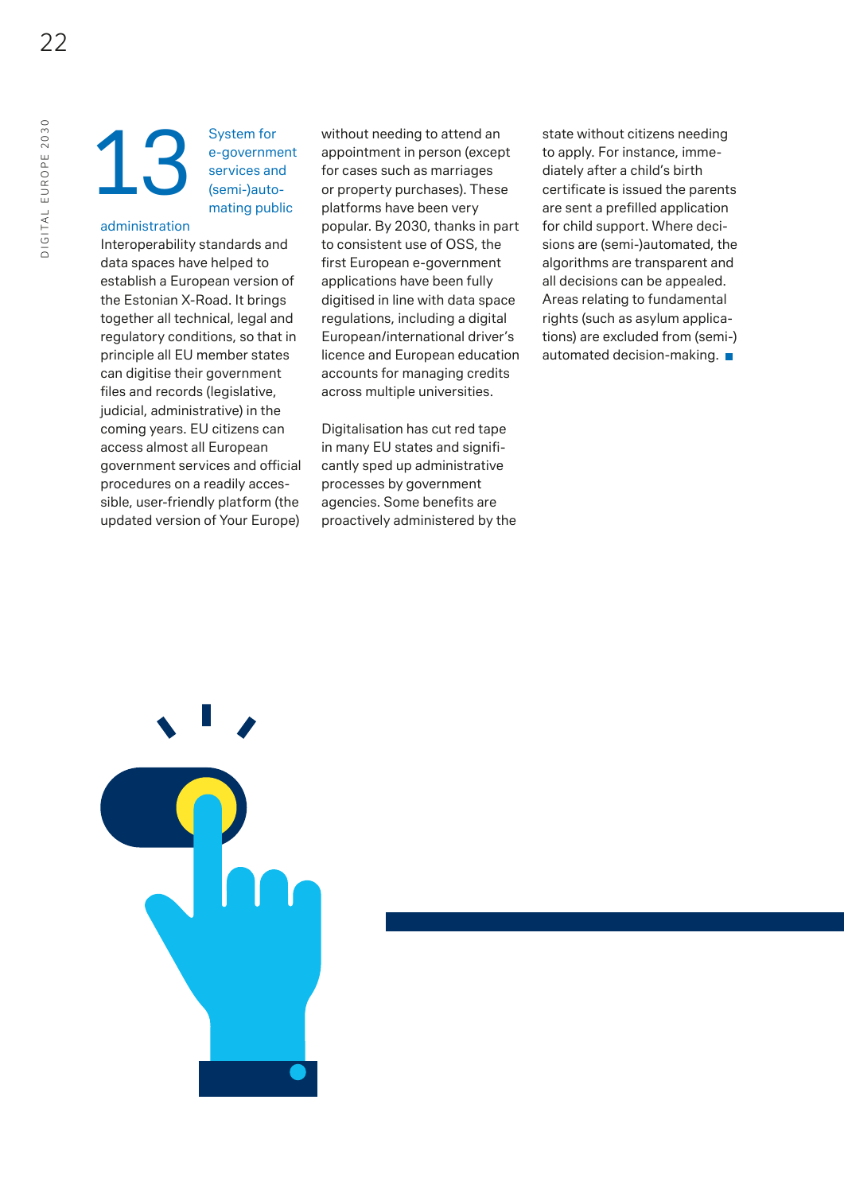## 13 System for e-government services and (semi-)automating public administration

Interoperability standards and data spaces have helped to establish a European version of the Estonian X-Road. It brings together all technical, legal and regulatory conditions, so that in principle all EU member states can digitise their government files and records (legislative, judicial, administrative) in the coming years. EU citizens can access almost all European government services and official procedures on a readily accessible, user-friendly platform (the updated version of Your Europe) without needing to attend an appointment in person (except for cases such as marriages or property purchases). These platforms have been very popular. By 2030, thanks in part to consistent use of OSS, the first European e-government applications have been fully digitised in line with data space regulations, including a digital European/international driver's licence and European education accounts for managing credits across multiple universities.

Digitalisation has cut red tape in many EU states and significantly sped up administrative processes by government agencies. Some benefits are proactively administered by the state without citizens needing to apply. For instance, immediately after a child's birth certificate is issued the parents are sent a prefilled application for child support. Where decisions are (semi-)automated, the algorithms are transparent and all decisions can be appealed. Areas relating to fundamental rights (such as asylum applications) are excluded from (semi-)automated decision-making.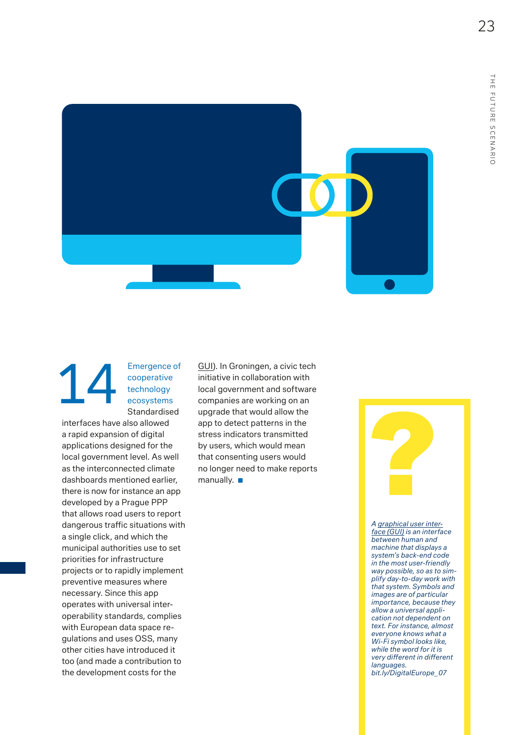## 14 Emergence of cooperative technology ecosystems

Standardised interfaces have also allowed a rapid expansion of digital applications designed for the local government level. As well as the interconnected climate dashboards mentioned earlier, there is now for instance an app developed by a Prague PPP that allows road users to report dangerous traffic situations with a single click, and which the municipal authorities use to set priorities for infrastructure projects or to rapidly implement preventive measures where necessary. Since this app operates with universal interoperability standards, complies with European data space regulations and uses OSS, many other cities have introduced it too (and made a contribution to the development costs for the GUI). In Groningen, a civic tech initiative in collaboration with local government and software companies are working on an upgrade that would allow the app to detect patterns in the stress indicators transmitted by users, which would mean that consenting users would no longer need to make reports manually. ■

?

*A graphical user interface (GUI) is an interface between human and machine that displays a system's back-end code in the most user-friendly way possible, so as to simplify day-to-day work with that system. Symbols and images are of particular importance, because they allow a universal application not dependent on text. For instance, almost everyone knows what a Wi-Fi symbol looks like, while the word for it is very different in different languages.*
*bit.ly/DigitalEurope_07*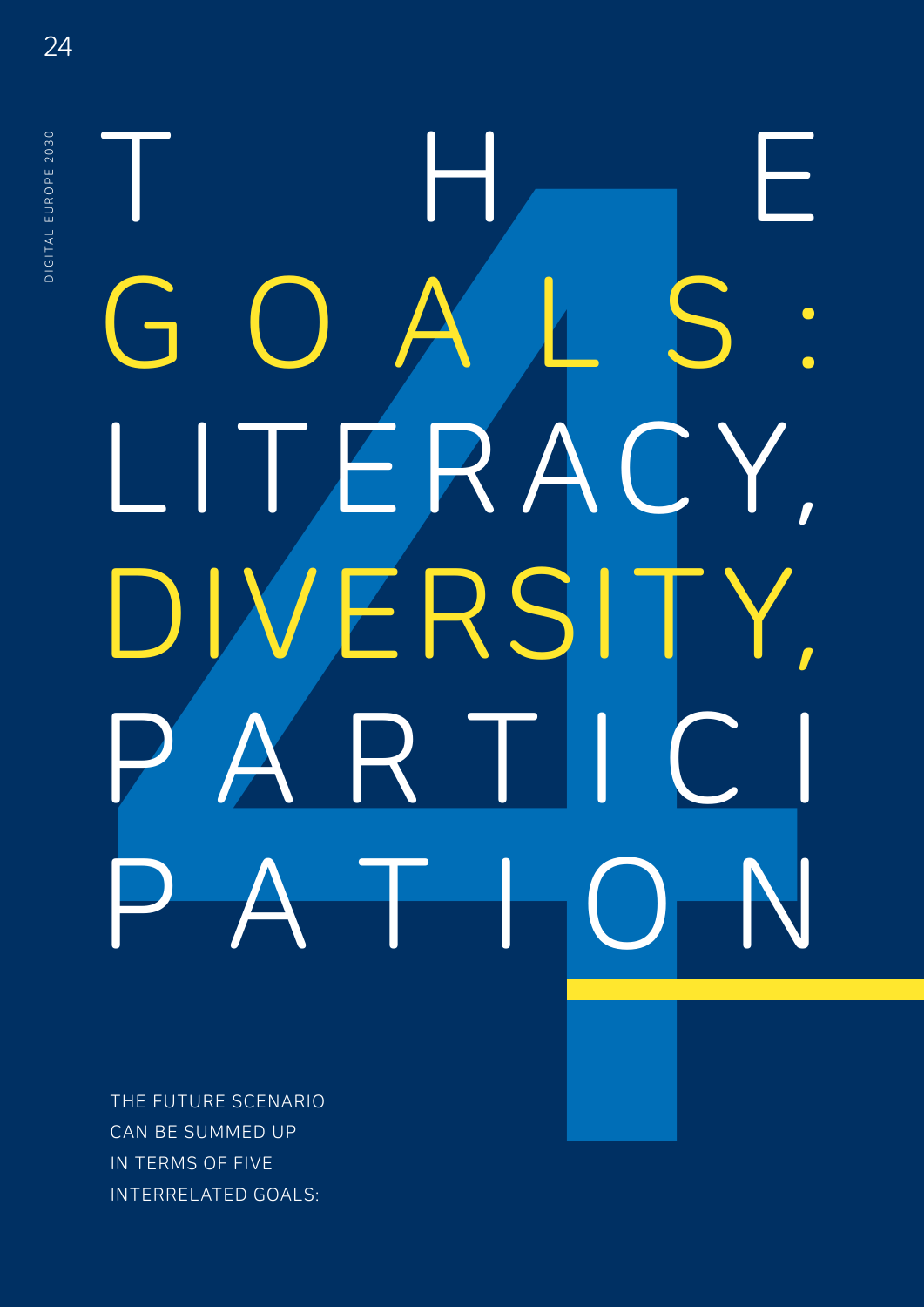# 4 THE GOALS: LITERACY, DIVERSITY, PARTICIPATION

THE FUTURE SCENARIO CAN BE SUMMED UP IN TERMS OF FIVE INTERRELATED GOALS: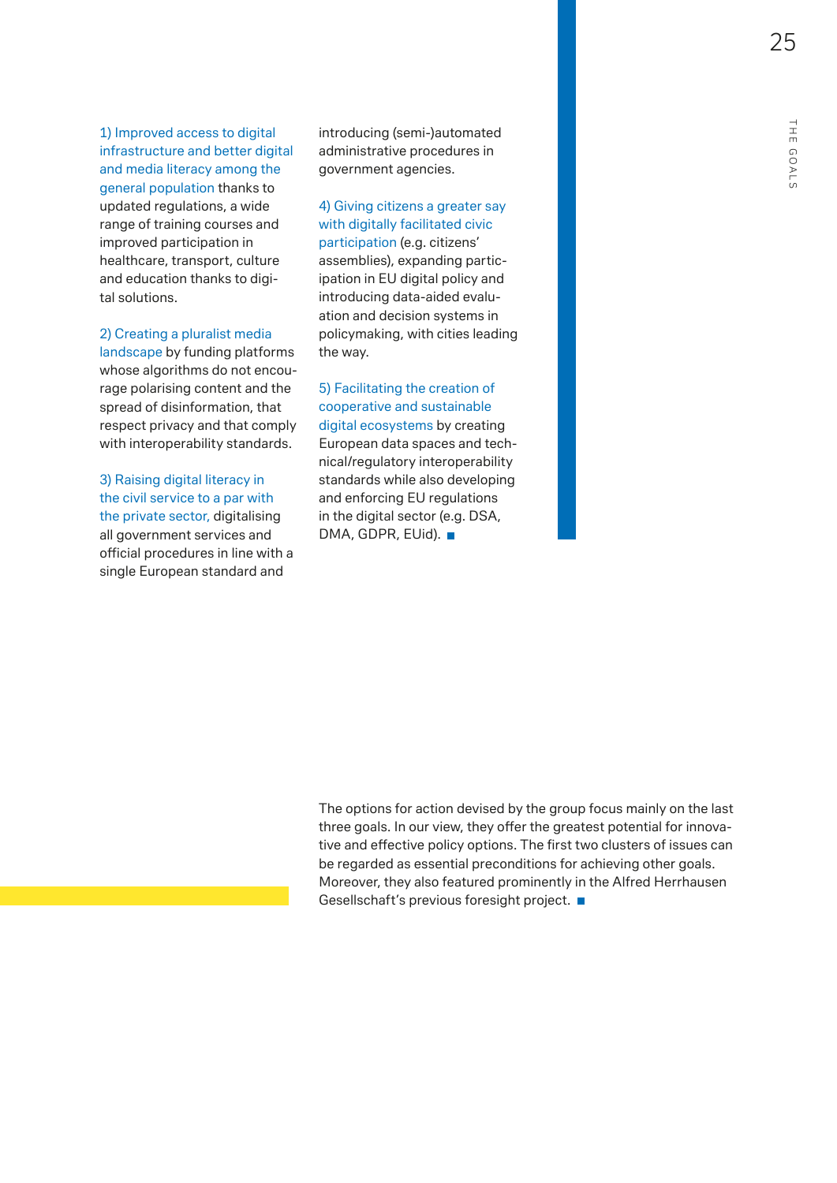1) Improved access to digital infrastructure and better digital and media literacy among the general population thanks to updated regulations, a wide range of training courses and improved participation in healthcare, transport, culture and education thanks to digital solutions.

2) Creating a pluralist media landscape by funding platforms whose algorithms do not encourage polarising content and the spread of disinformation, that respect privacy and that comply with interoperability standards.

3) Raising digital literacy in the civil service to a par with the private sector, digitalising all government services and official procedures in line with a single European standard and introducing (semi-)automated administrative procedures in government agencies.

4) Giving citizens a greater say with digitally facilitated civic participation (e.g. citizens' assemblies), expanding participation in EU digital policy and introducing data-aided evaluation and decision systems in policymaking, with cities leading the way.

5) Facilitating the creation of cooperative and sustainable digital ecosystems by creating European data spaces and technical/regulatory interoperability standards while also developing and enforcing EU regulations in the digital sector (e.g. DSA, DMA, GDPR, EUid). ■

The options for action devised by the group focus mainly on the last three goals. In our view, they offer the greatest potential for innovative and effective policy options. The first two clusters of issues can be regarded as essential preconditions for achieving other goals. Moreover, they also featured prominently in the Alfred Herrhausen Gesellschaft's previous foresight project. ■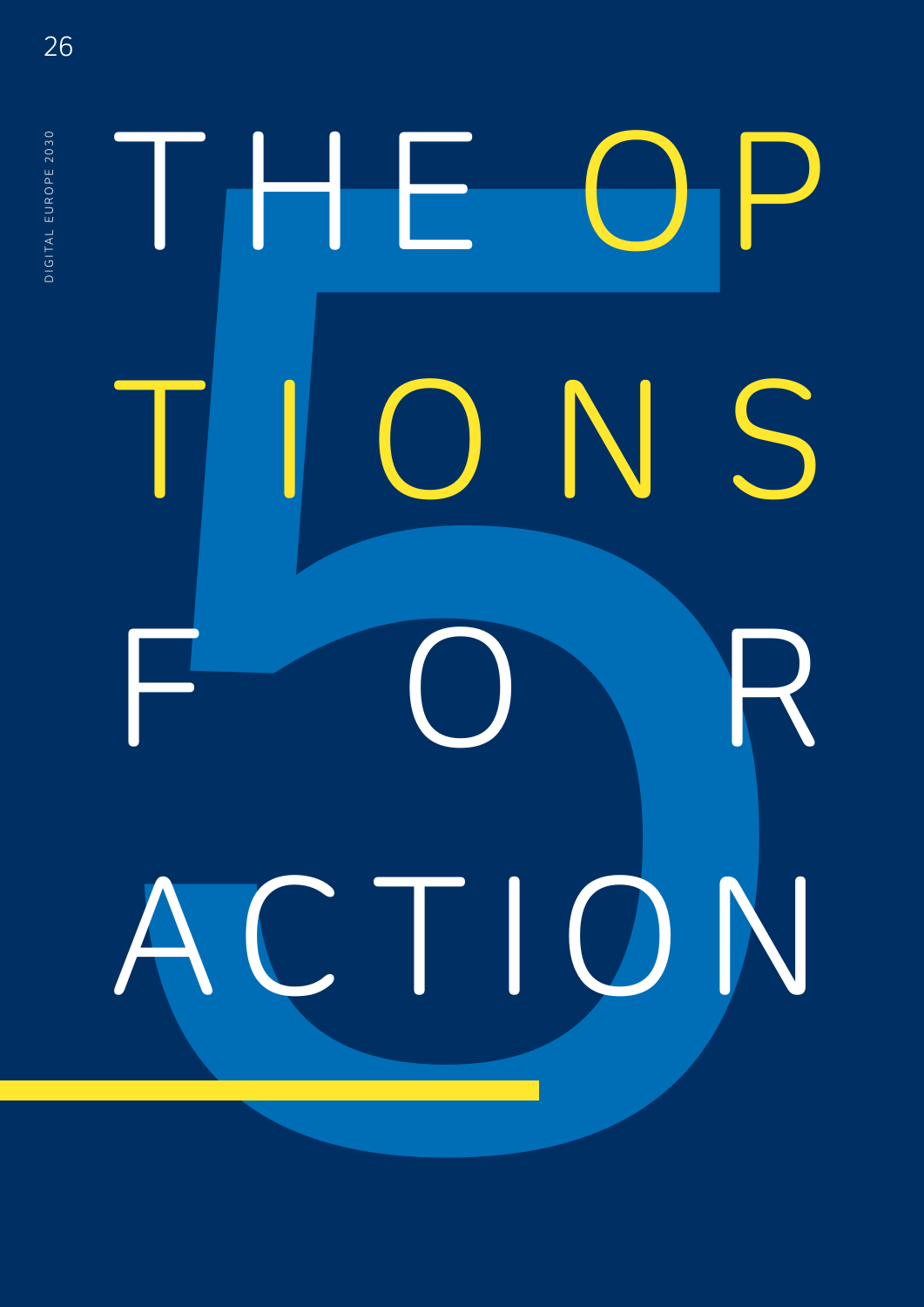# 5 THE OPTIONS FOR ACTION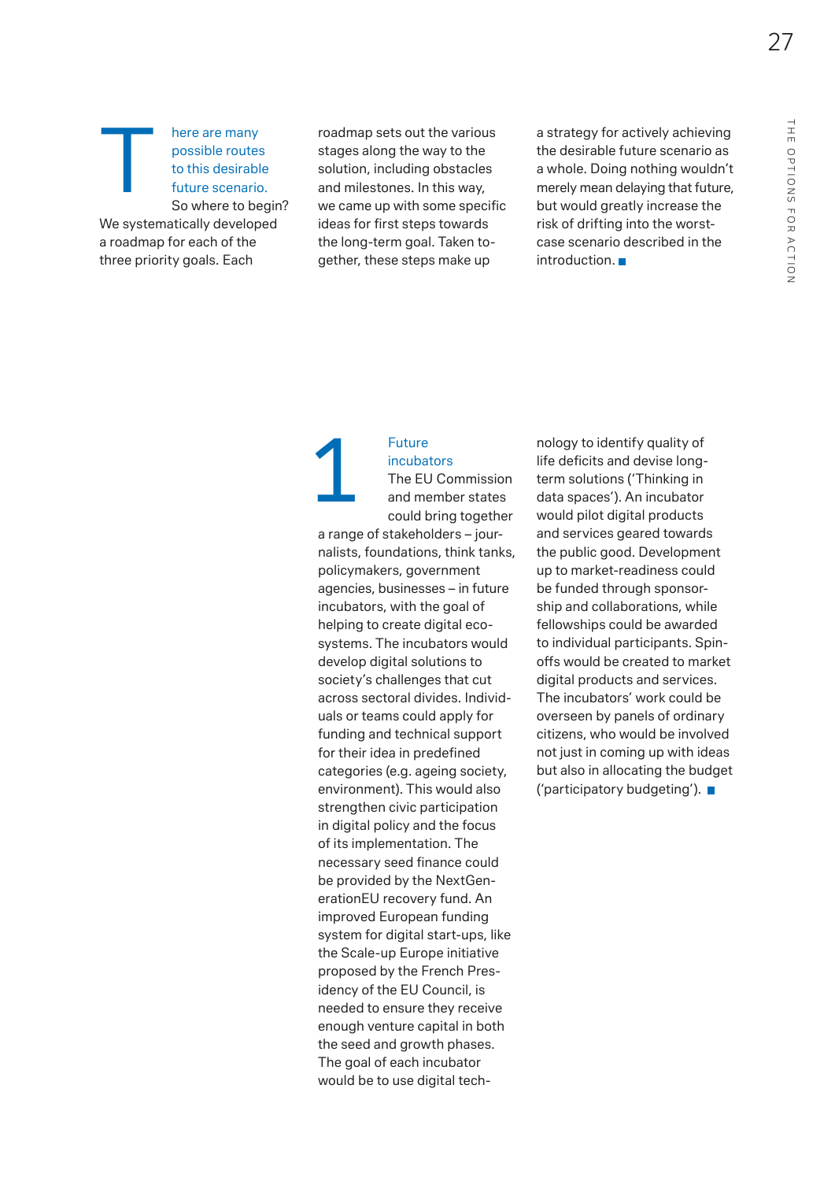There are many possible routes to this desirable future scenario. So where to begin? We systematically developed a roadmap for each of the three priority goals. Each roadmap sets out the various stages along the way to the solution, including obstacles and milestones. In this way, we came up with some specific ideas for first steps towards the long-term goal. Taken together, these steps make up a strategy for actively achieving the desirable future scenario as a whole. Doing nothing wouldn't merely mean delaying that future, but would greatly increase the risk of drifting into the worst-case scenario described in the introduction. ■

## 1 Future incubators

The EU Commission and member states could bring together a range of stakeholders – journalists, foundations, think tanks, policymakers, government agencies, businesses – in future incubators, with the goal of helping to create digital ecosystems. The incubators would develop digital solutions to society's challenges that cut across sectoral divides. Individuals or teams could apply for funding and technical support for their idea in predefined categories (e.g. ageing society, environment). This would also strengthen civic participation in digital policy and the focus of its implementation. The necessary seed finance could be provided by the NextGenerationEU recovery fund. An improved European funding system for digital start-ups, like the Scale-up Europe initiative proposed by the French Presidency of the EU Council, is needed to ensure they receive enough venture capital in both the seed and growth phases. The goal of each incubator would be to use digital technology to identify quality of life deficits and devise long-term solutions ('Thinking in data spaces'). An incubator would pilot digital products and services geared towards the public good. Development up to market-readiness could be funded through sponsorship and collaborations, while fellowships could be awarded to individual participants. Spin-offs would be created to market digital products and services. The incubators' work could be overseen by panels of ordinary citizens, who would be involved not just in coming up with ideas but also in allocating the budget ('participatory budgeting'). ■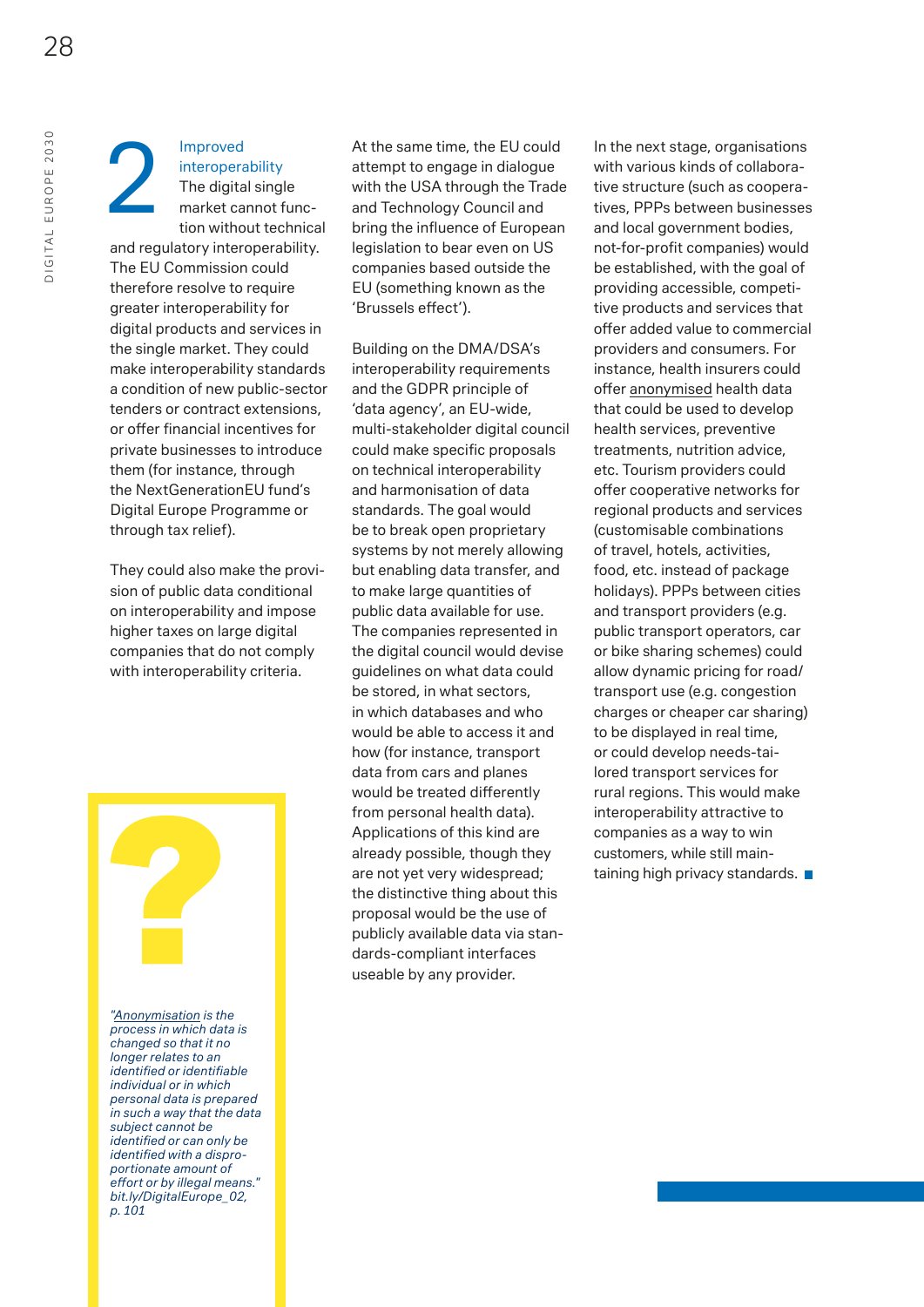## 2 Improved interoperability

The digital single market cannot function without technical and regulatory interoperability. The EU Commission could therefore resolve to require greater interoperability for digital products and services in the single market. They could make interoperability standards a condition of new public-sector tenders or contract extensions, or offer financial incentives for private businesses to introduce them (for instance, through the NextGenerationEU fund's Digital Europe Programme or through tax relief).

They could also make the provision of public data conditional on interoperability and impose higher taxes on large digital companies that do not comply with interoperability criteria.

At the same time, the EU could attempt to engage in dialogue with the USA through the Trade and Technology Council and bring the influence of European legislation to bear even on US companies based outside the EU (something known as the 'Brussels effect').

Building on the DMA/DSA's interoperability requirements and the GDPR principle of 'data agency', an EU-wide, multi-stakeholder digital council could make specific proposals on technical interoperability and harmonisation of data standards. The goal would be to break open proprietary systems by not merely allowing but enabling data transfer, and to make large quantities of public data available for use. The companies represented in the digital council would devise guidelines on what data could be stored, in what sectors, in which databases and who would be able to access it and how (for instance, transport data from cars and planes would be treated differently from personal health data). Applications of this kind are already possible, though they are not yet very widespread; the distinctive thing about this proposal would be the use of publicly available data via standards-compliant interfaces useable by any provider.

In the next stage, organisations with various kinds of collaborative structure (such as cooperatives, PPPs between businesses and local government bodies, not-for-profit companies) would be established, with the goal of providing accessible, competitive products and services that offer added value to commercial providers and consumers. For instance, health insurers could offer anonymised health data that could be used to develop health services, preventive treatments, nutrition advice, etc. Tourism providers could offer cooperative networks for regional products and services (customisable combinations of travel, hotels, activities, food, etc. instead of package holidays). PPPs between cities and transport providers (e.g. public transport operators, car or bike sharing schemes) could allow dynamic pricing for road/transport use (e.g. congestion charges or cheaper car sharing) to be displayed in real time, or could develop needs-tailored transport services for rural regions. This would make interoperability attractive to companies as a way to win customers, while still maintaining high privacy standards.

?

*"Anonymisation is the process in which data is changed so that it no longer relates to an identified or identifiable individual or in which personal data is prepared in such a way that the data subject cannot be identified or can only be identified with a disproportionate amount of effort or by illegal means." bit.ly/DigitalEurope_02, p. 101*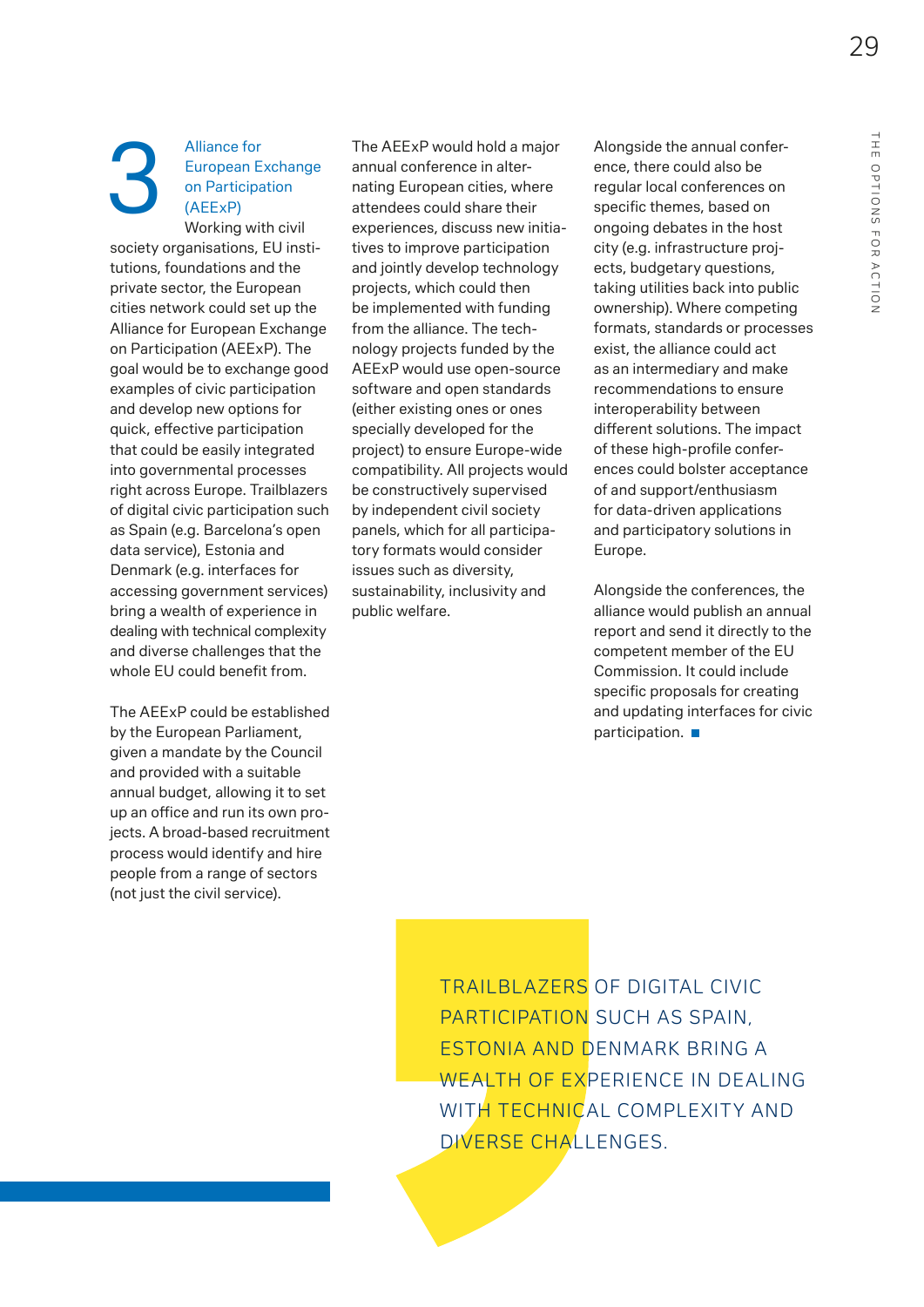## 3 Alliance for European Exchange on Participation (AEExP)

Working with civil society organisations, EU institutions, foundations and the private sector, the European cities network could set up the Alliance for European Exchange on Participation (AEExP). The goal would be to exchange good examples of civic participation and develop new options for quick, effective participation that could be easily integrated into governmental processes right across Europe. Trailblazers of digital civic participation such as Spain (e.g. Barcelona's open data service), Estonia and Denmark (e.g. interfaces for accessing government services) bring a wealth of experience in dealing with technical complexity and diverse challenges that the whole EU could benefit from.

The AEExP could be established by the European Parliament, given a mandate by the Council and provided with a suitable annual budget, allowing it to set up an office and run its own projects. A broad-based recruitment process would identify and hire people from a range of sectors (not just the civil service).

The AEExP would hold a major annual conference in alternating European cities, where attendees could share their experiences, discuss new initiatives to improve participation and jointly develop technology projects, which could then be implemented with funding from the alliance. The technology projects funded by the AEExP would use open-source software and open standards (either existing ones or ones specially developed for the project) to ensure Europe-wide compatibility. All projects would be constructively supervised by independent civil society panels, which for all participatory formats would consider issues such as diversity, sustainability, inclusivity and public welfare.

Alongside the annual conference, there could also be regular local conferences on specific themes, based on ongoing debates in the host city (e.g. infrastructure projects, budgetary questions, taking utilities back into public ownership). Where competing formats, standards or processes exist, the alliance could act as an intermediary and make recommendations to ensure interoperability between different solutions. The impact of these high-profile conferences could bolster acceptance of and support/enthusiasm for data-driven applications and participatory solutions in Europe.

Alongside the conferences, the alliance would publish an annual report and send it directly to the competent member of the EU Commission. It could include specific proposals for creating and updating interfaces for civic participation. ■

> TRAILBLAZERS OF DIGITAL CIVIC PARTICIPATION SUCH AS SPAIN, ESTONIA AND DENMARK BRING A WEALTH OF EXPERIENCE IN DEALING WITH TECHNICAL COMPLEXITY AND DIVERSE CHALLENGES.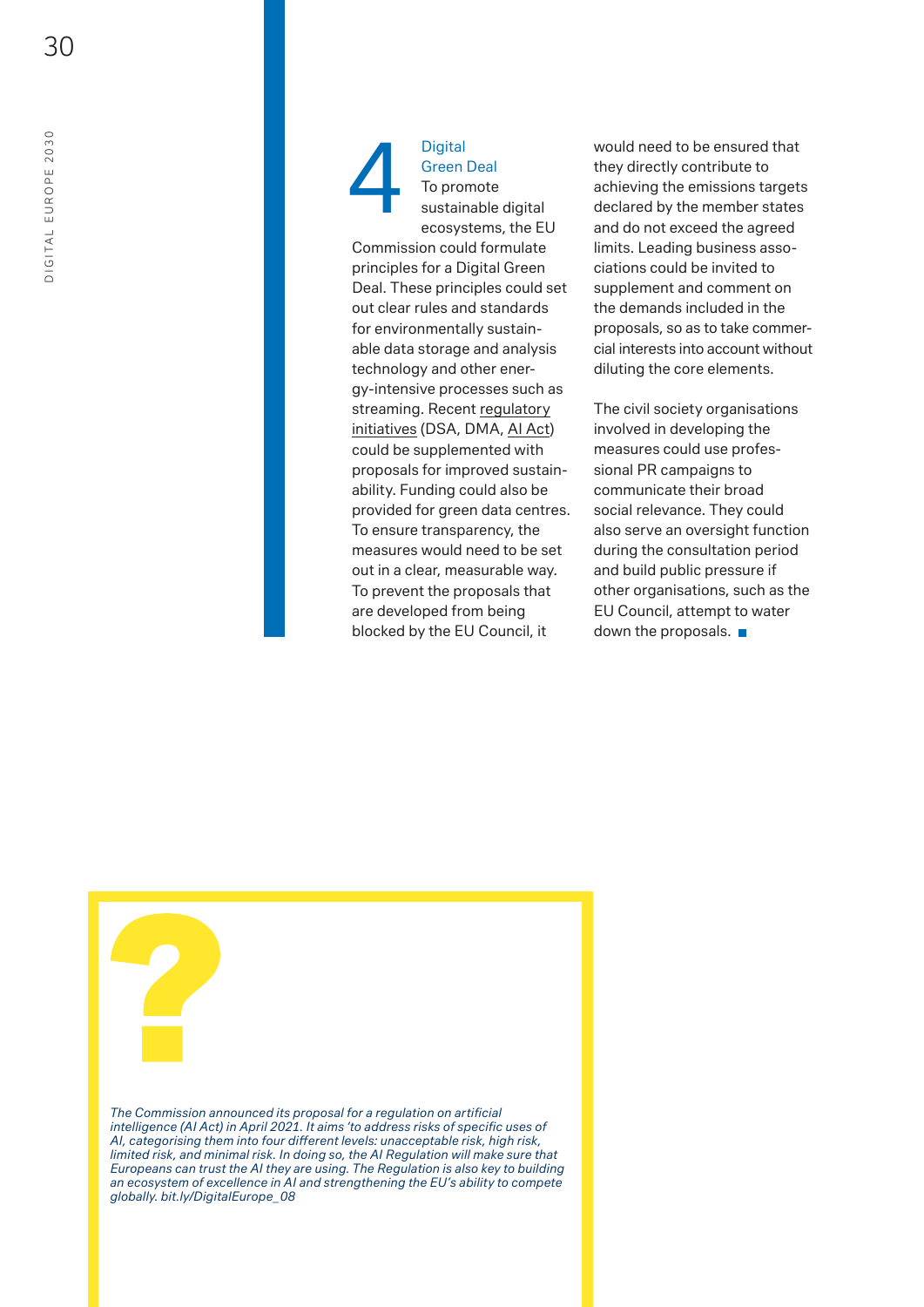## 4 Digital Green Deal

To promote sustainable digital ecosystems, the EU Commission could formulate principles for a Digital Green Deal. These principles could set out clear rules and standards for environmentally sustainable data storage and analysis technology and other energy-intensive processes such as streaming. Recent regulatory initiatives (DSA, DMA, AI Act) could be supplemented with proposals for improved sustainability. Funding could also be provided for green data centres. To ensure transparency, the measures would need to be set out in a clear, measurable way. To prevent the proposals that are developed from being blocked by the EU Council, it would need to be ensured that they directly contribute to achieving the emissions targets declared by the member states and do not exceed the agreed limits. Leading business associations could be invited to supplement and comment on the demands included in the proposals, so as to take commercial interests into account without diluting the core elements.

The civil society organisations involved in developing the measures could use professional PR campaigns to communicate their broad social relevance. They could also serve an oversight function during the consultation period and build public pressure if other organisations, such as the EU Council, attempt to water down the proposals.

*The Commission announced its proposal for a regulation on artificial intelligence (AI Act) in April 2021. It aims 'to address risks of specific uses of AI, categorising them into four different levels: unacceptable risk, high risk, limited risk, and minimal risk. In doing so, the AI Regulation will make sure that Europeans can trust the AI they are using. The Regulation is also key to building an ecosystem of excellence in AI and strengthening the EU's ability to compete globally. bit.ly/DigitalEurope_08*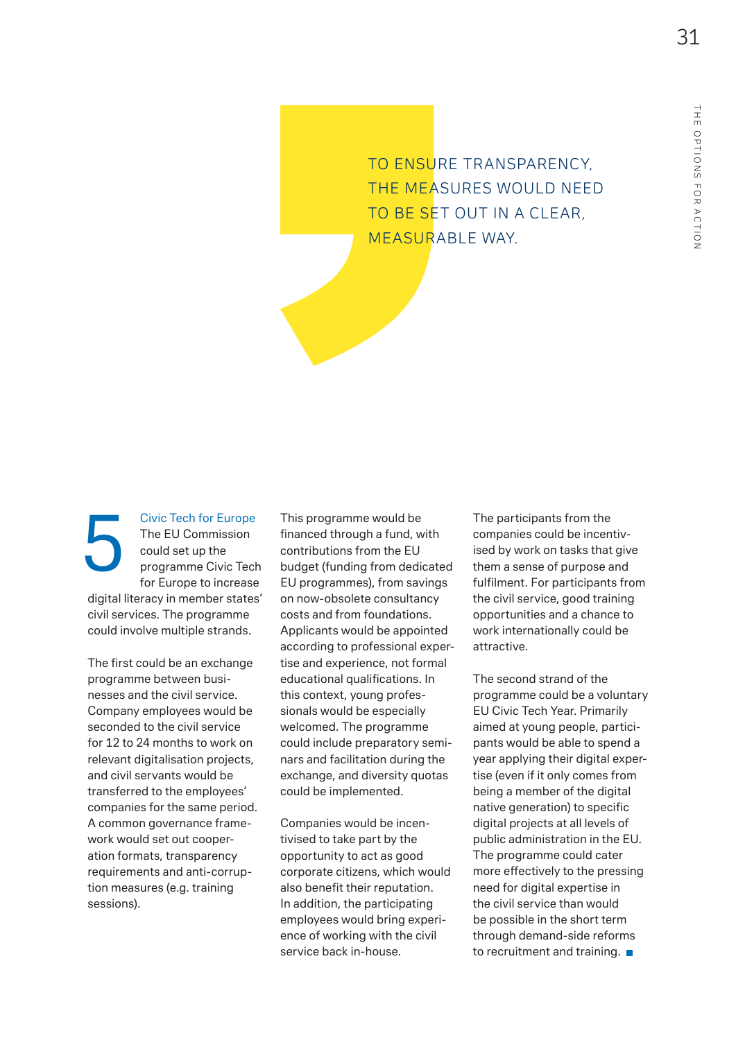> TO ENSURE TRANSPARENCY, THE MEASURES WOULD NEED TO BE SET OUT IN A CLEAR, MEASURABLE WAY.

## 5 Civic Tech for Europe

The EU Commission could set up the programme Civic Tech for Europe to increase digital literacy in member states' civil services. The programme could involve multiple strands.

The first could be an exchange programme between businesses and the civil service. Company employees would be seconded to the civil service for 12 to 24 months to work on relevant digitalisation projects, and civil servants would be transferred to the employees' companies for the same period. A common governance framework would set out cooperation formats, transparency requirements and anti-corruption measures (e.g. training sessions).

This programme would be financed through a fund, with contributions from the EU budget (funding from dedicated EU programmes), from savings on now-obsolete consultancy costs and from foundations. Applicants would be appointed according to professional expertise and experience, not formal educational qualifications. In this context, young professionals would be especially welcomed. The programme could include preparatory seminars and facilitation during the exchange, and diversity quotas could be implemented.

Companies would be incentivised to take part by the opportunity to act as good corporate citizens, which would also benefit their reputation. In addition, the participating employees would bring experience of working with the civil service back in-house.

The participants from the companies could be incentivised by work on tasks that give them a sense of purpose and fulfilment. For participants from the civil service, good training opportunities and a chance to work internationally could be attractive.

The second strand of the programme could be a voluntary EU Civic Tech Year. Primarily aimed at young people, participants would be able to spend a year applying their digital expertise (even if it only comes from being a member of the digital native generation) to specific digital projects at all levels of public administration in the EU. The programme could cater more effectively to the pressing need for digital expertise in the civil service than would be possible in the short term through demand-side reforms to recruitment and training.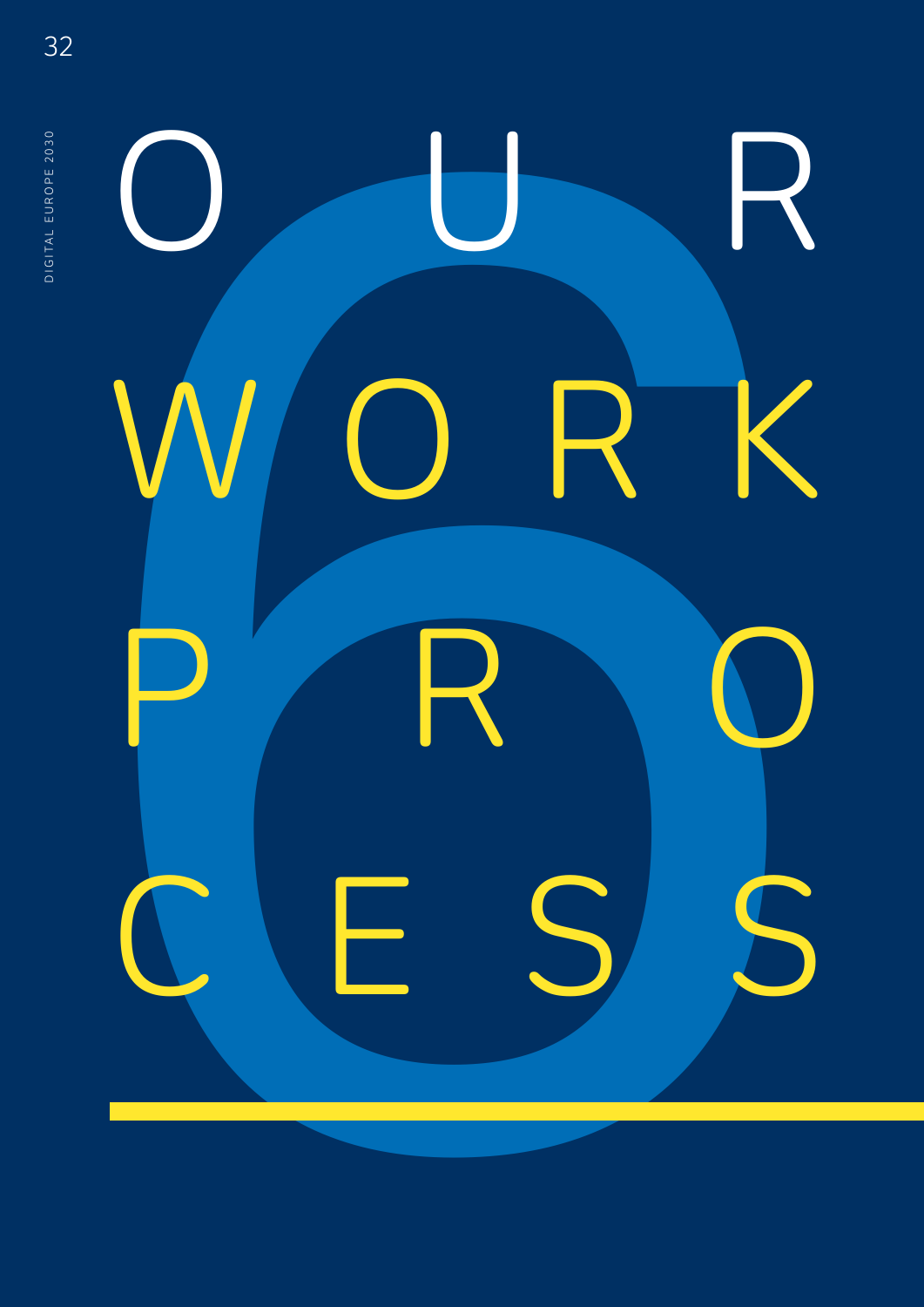# 6 OUR WORK PROCESS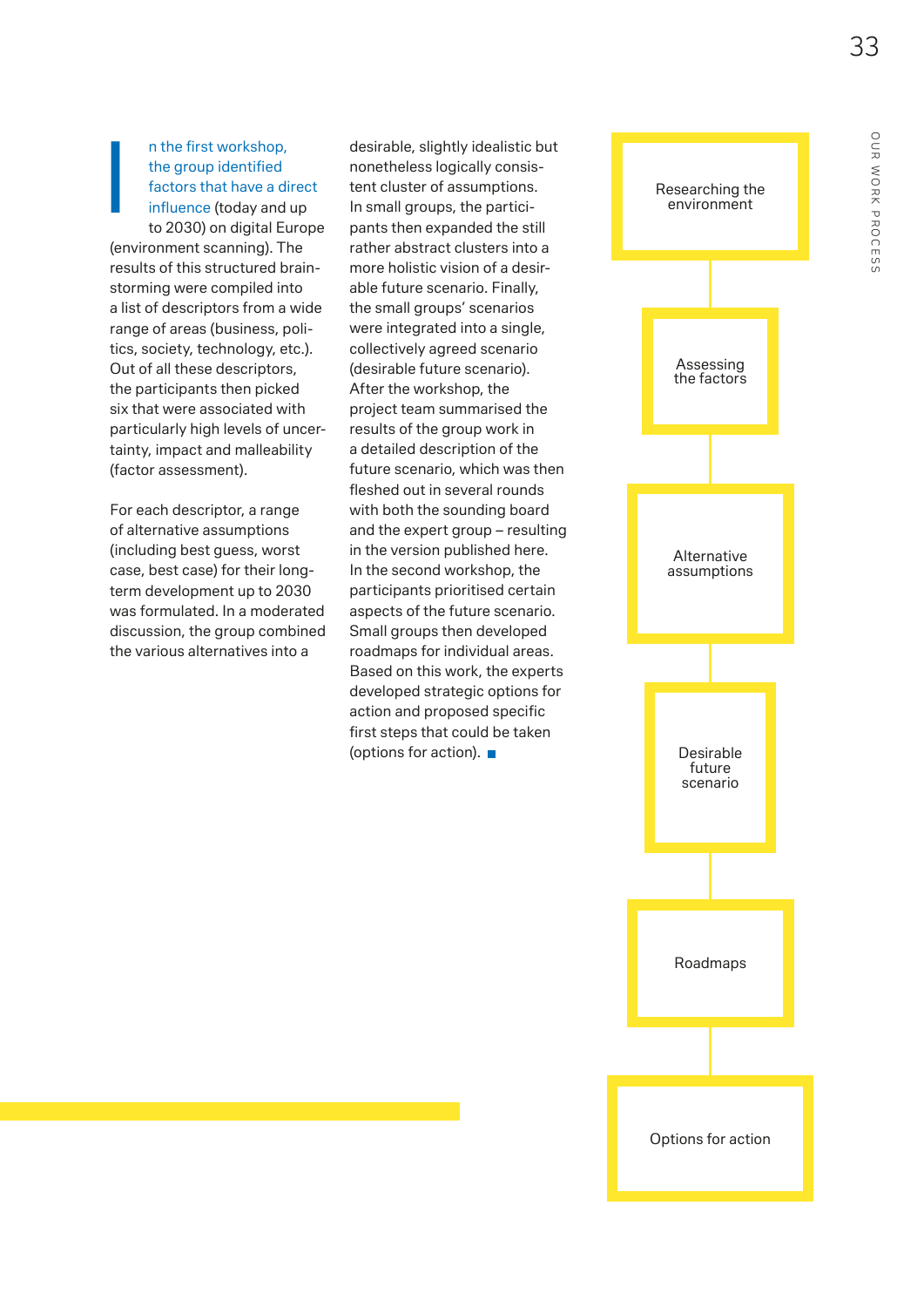In the first workshop, the group identified factors that have a direct influence (today and up to 2030) on digital Europe (environment scanning). The results of this structured brainstorming were compiled into a list of descriptors from a wide range of areas (business, politics, society, technology, etc.). Out of all these descriptors, the participants then picked six that were associated with particularly high levels of uncertainty, impact and malleability (factor assessment).

For each descriptor, a range of alternative assumptions (including best guess, worst case, best case) for their long-term development up to 2030 was formulated. In a moderated discussion, the group combined the various alternatives into a desirable, slightly idealistic but nonetheless logically consistent cluster of assumptions. In small groups, the participants then expanded the still rather abstract clusters into a more holistic vision of a desirable future scenario. Finally, the small groups' scenarios were integrated into a single, collectively agreed scenario (desirable future scenario). After the workshop, the project team summarised the results of the group work in a detailed description of the future scenario, which was then fleshed out in several rounds with both the sounding board and the expert group – resulting in the version published here. In the second workshop, the participants prioritised certain aspects of the future scenario. Small groups then developed roadmaps for individual areas. Based on this work, the experts developed strategic options for action and proposed specific first steps that could be taken (options for action).

Researching the environment

Assessing the factors

Alternative assumptions

Desirable future scenario

Roadmaps

Options for action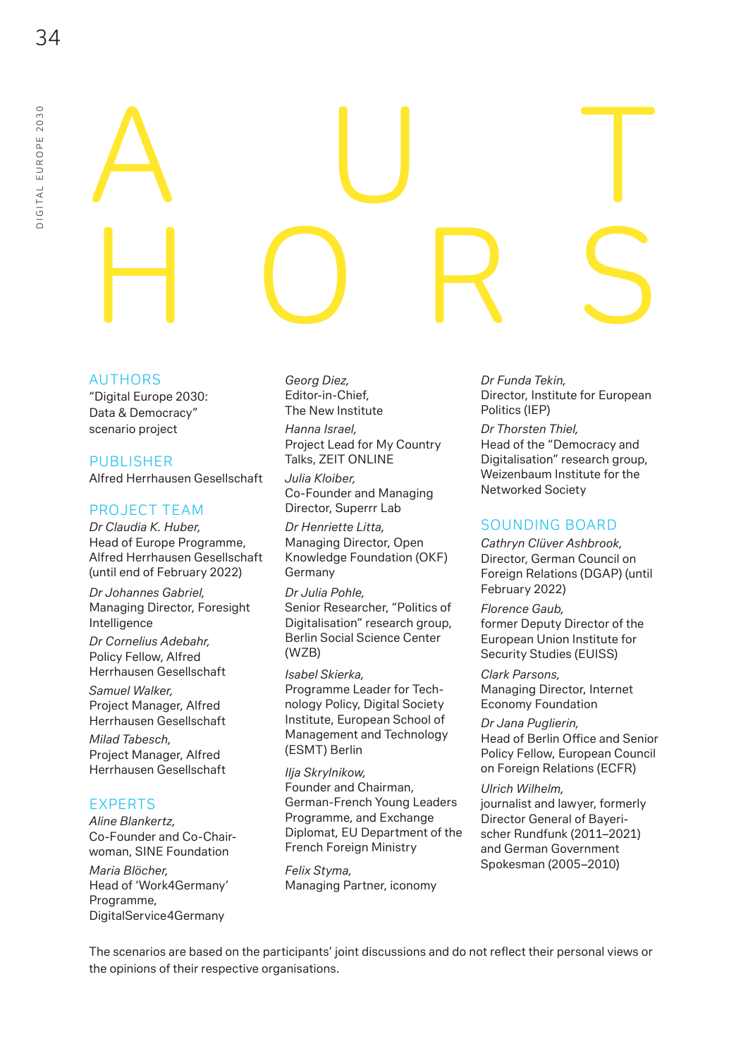# AUTHORS

## AUTHORS

"Digital Europe 2030: Data & Democracy" scenario project

## PUBLISHER

Alfred Herrhausen Gesellschaft

## PROJECT TEAM

*Dr Claudia K. Huber,*
Head of Europe Programme, Alfred Herrhausen Gesellschaft (until end of February 2022)

*Dr Johannes Gabriel,*
Managing Director, Foresight Intelligence

*Dr Cornelius Adebahr,*
Policy Fellow, Alfred Herrhausen Gesellschaft

*Samuel Walker,*
Project Manager, Alfred Herrhausen Gesellschaft

*Milad Tabesch,*
Project Manager, Alfred Herrhausen Gesellschaft

## EXPERTS

*Aline Blankertz,*
Co-Founder and Co-Chairwoman, SINE Foundation

*Maria Blöcher,*
Head of 'Work4Germany' Programme, DigitalService4Germany

*Georg Diez,*
Editor-in-Chief, The New Institute

*Hanna Israel,*
Project Lead for My Country Talks, ZEIT ONLINE

*Julia Kloiber,*
Co-Founder and Managing Director, Superrr Lab

*Dr Henriette Litta,*
Managing Director, Open Knowledge Foundation (OKF) Germany

*Dr Julia Pohle,*
Senior Researcher, "Politics of Digitalisation" research group, Berlin Social Science Center (WZB)

*Isabel Skierka,*
Programme Leader for Technology Policy, Digital Society Institute, European School of Management and Technology (ESMT) Berlin

*Ilja Skrylnikow,*
Founder and Chairman, German-French Young Leaders Programme, and Exchange Diplomat, EU Department of the French Foreign Ministry

*Felix Styma,*
Managing Partner, iconomy

*Dr Funda Tekin,*
Director, Institute for European Politics (IEP)

*Dr Thorsten Thiel,*
Head of the "Democracy and Digitalisation" research group, Weizenbaum Institute for the Networked Society

## SOUNDING BOARD

*Cathryn Clüver Ashbrook,*
Director, German Council on Foreign Relations (DGAP) (until February 2022)

*Florence Gaub,*
former Deputy Director of the European Union Institute for Security Studies (EUISS)

*Clark Parsons,*
Managing Director, Internet Economy Foundation

*Dr Jana Puglierin,*
Head of Berlin Office and Senior Policy Fellow, European Council on Foreign Relations (ECFR)

*Ulrich Wilhelm,*
journalist and lawyer, formerly Director General of Bayerischer Rundfunk (2011–2021) and German Government Spokesman (2005–2010)

The scenarios are based on the participants' joint discussions and do not reflect their personal views or the opinions of their respective organisations.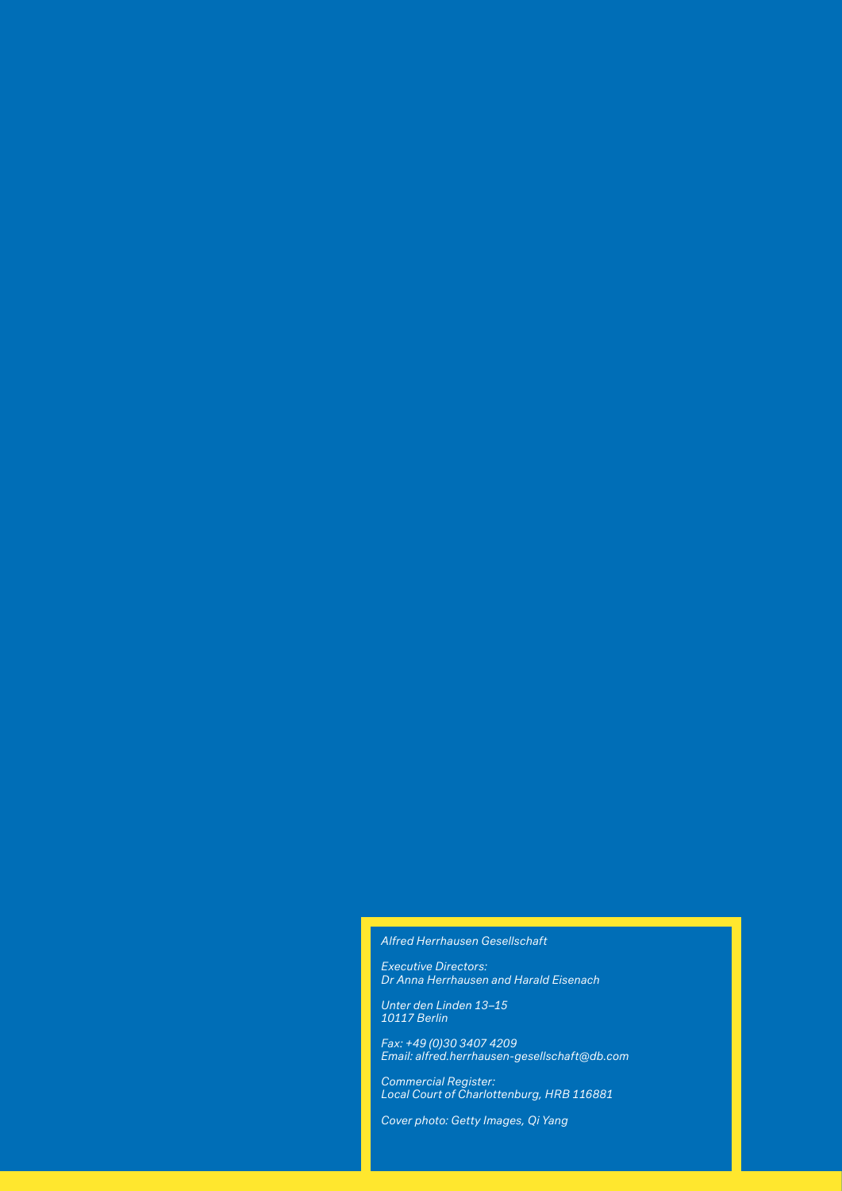*Alfred Herrhausen Gesellschaft*

*Executive Directors:*
*Dr Anna Herrhausen and Harald Eisenach*

*Unter den Linden 13–15*
*10117 Berlin*

*Fax: +49 (0)30 3407 4209*
*Email: alfred.herrhausen-gesellschaft@db.com*

*Commercial Register:*
*Local Court of Charlottenburg, HRB 116881*

*Cover photo: Getty Images, Qi Yang*